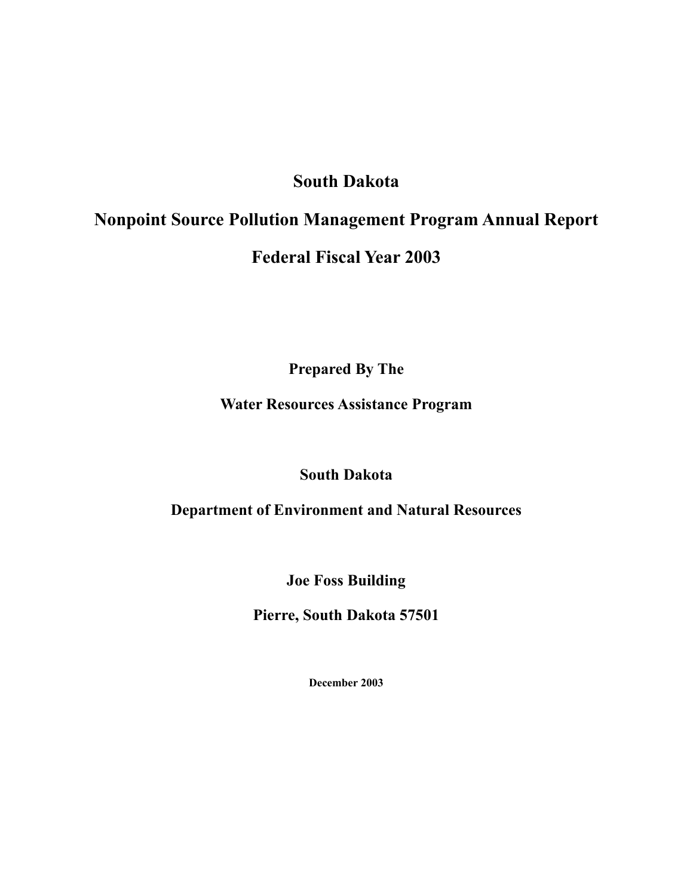# South Dakota

# Nonpoint Source Pollution Management Program Annual Report

# Federal Fiscal Year 2003

**Prepared By The**

**Water Resources Assistance Program**

**South Dakota**

**Department of Environment and Natural Resources**

**Joe Foss Building**

**Pierre, South Dakota 57501**

**December 2003**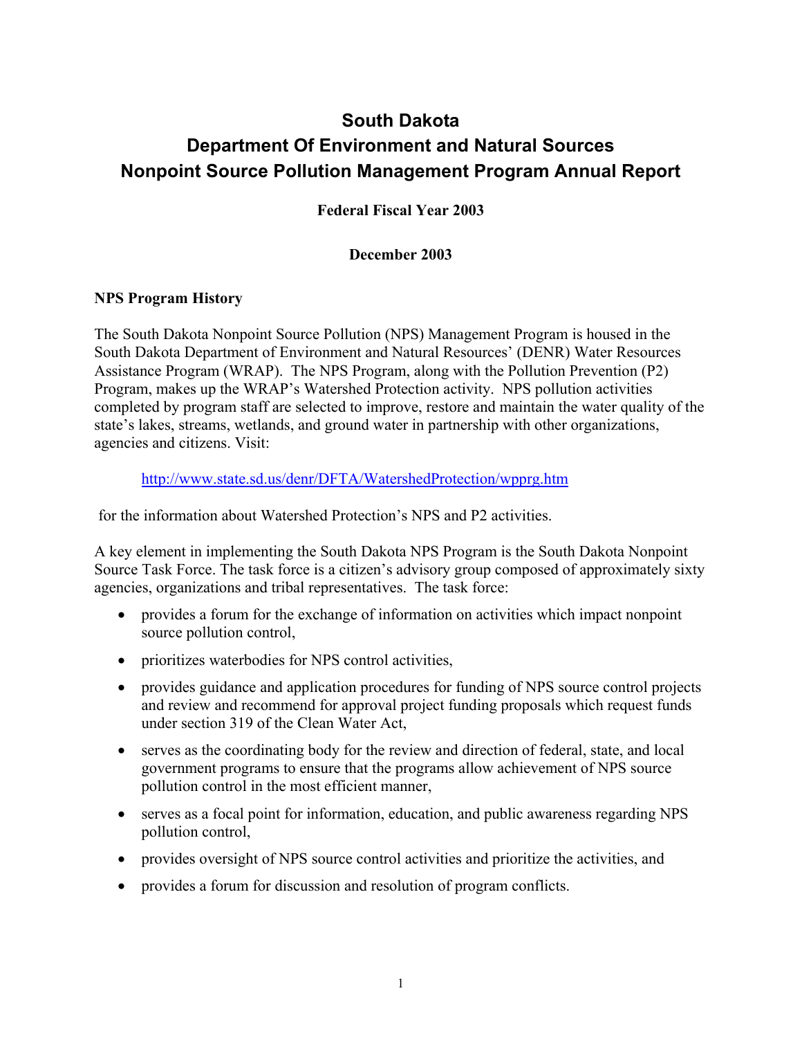# South Dakota
# Department Of Environment and Natural Sources
# Nonpoint Source Pollution Management Program Annual Report

**Federal Fiscal Year 2003**

**December 2003**

## NPS Program History

The South Dakota Nonpoint Source Pollution (NPS) Management Program is housed in the South Dakota Department of Environment and Natural Resources' (DENR) Water Resources Assistance Program (WRAP). The NPS Program, along with the Pollution Prevention (P2) Program, makes up the WRAP's Watershed Protection activity. NPS pollution activities completed by program staff are selected to improve, restore and maintain the water quality of the state's lakes, streams, wetlands, and ground water in partnership with other organizations, agencies and citizens. Visit:

http://www.state.sd.us/denr/DFTA/WatershedProtection/wpprg.htm

for the information about Watershed Protection's NPS and P2 activities.

A key element in implementing the South Dakota NPS Program is the South Dakota Nonpoint Source Task Force. The task force is a citizen's advisory group composed of approximately sixty agencies, organizations and tribal representatives. The task force:

- provides a forum for the exchange of information on activities which impact nonpoint source pollution control,
- prioritizes waterbodies for NPS control activities,
- provides guidance and application procedures for funding of NPS source control projects and review and recommend for approval project funding proposals which request funds under section 319 of the Clean Water Act,
- serves as the coordinating body for the review and direction of federal, state, and local government programs to ensure that the programs allow achievement of NPS source pollution control in the most efficient manner,
- serves as a focal point for information, education, and public awareness regarding NPS pollution control,
- provides oversight of NPS source control activities and prioritize the activities, and
- provides a forum for discussion and resolution of program conflicts.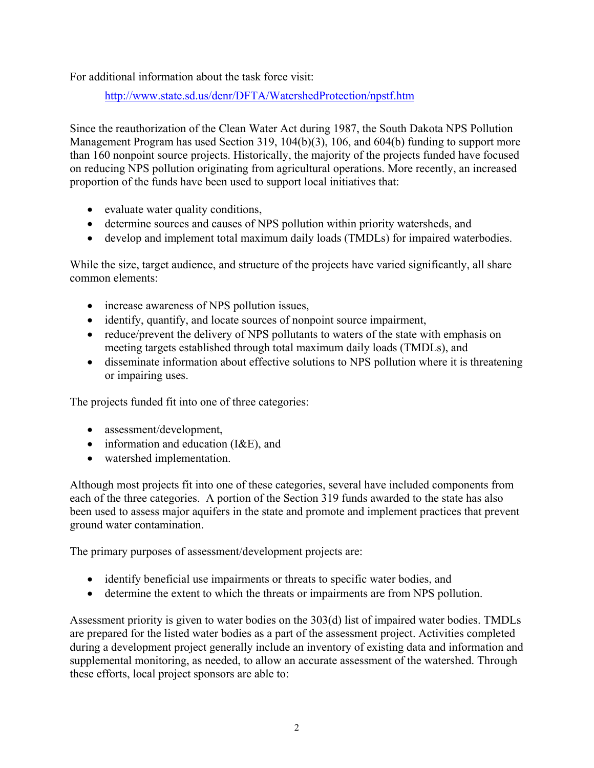For additional information about the task force visit:

http://www.state.sd.us/denr/DFTA/WatershedProtection/npstf.htm

Since the reauthorization of the Clean Water Act during 1987, the South Dakota NPS Pollution Management Program has used Section 319, 104(b)(3), 106, and 604(b) funding to support more than 160 nonpoint source projects. Historically, the majority of the projects funded have focused on reducing NPS pollution originating from agricultural operations. More recently, an increased proportion of the funds have been used to support local initiatives that:

- evaluate water quality conditions,
- determine sources and causes of NPS pollution within priority watersheds, and
- develop and implement total maximum daily loads (TMDLs) for impaired waterbodies.

While the size, target audience, and structure of the projects have varied significantly, all share common elements:

- increase awareness of NPS pollution issues,
- identify, quantify, and locate sources of nonpoint source impairment,
- reduce/prevent the delivery of NPS pollutants to waters of the state with emphasis on meeting targets established through total maximum daily loads (TMDLs), and
- disseminate information about effective solutions to NPS pollution where it is threatening or impairing uses.

The projects funded fit into one of three categories:

- assessment/development,
- information and education (I&E), and
- watershed implementation.

Although most projects fit into one of these categories, several have included components from each of the three categories. A portion of the Section 319 funds awarded to the state has also been used to assess major aquifers in the state and promote and implement practices that prevent ground water contamination.

The primary purposes of assessment/development projects are:

- identify beneficial use impairments or threats to specific water bodies, and
- determine the extent to which the threats or impairments are from NPS pollution.

Assessment priority is given to water bodies on the 303(d) list of impaired water bodies. TMDLs are prepared for the listed water bodies as a part of the assessment project. Activities completed during a development project generally include an inventory of existing data and information and supplemental monitoring, as needed, to allow an accurate assessment of the watershed. Through these efforts, local project sponsors are able to: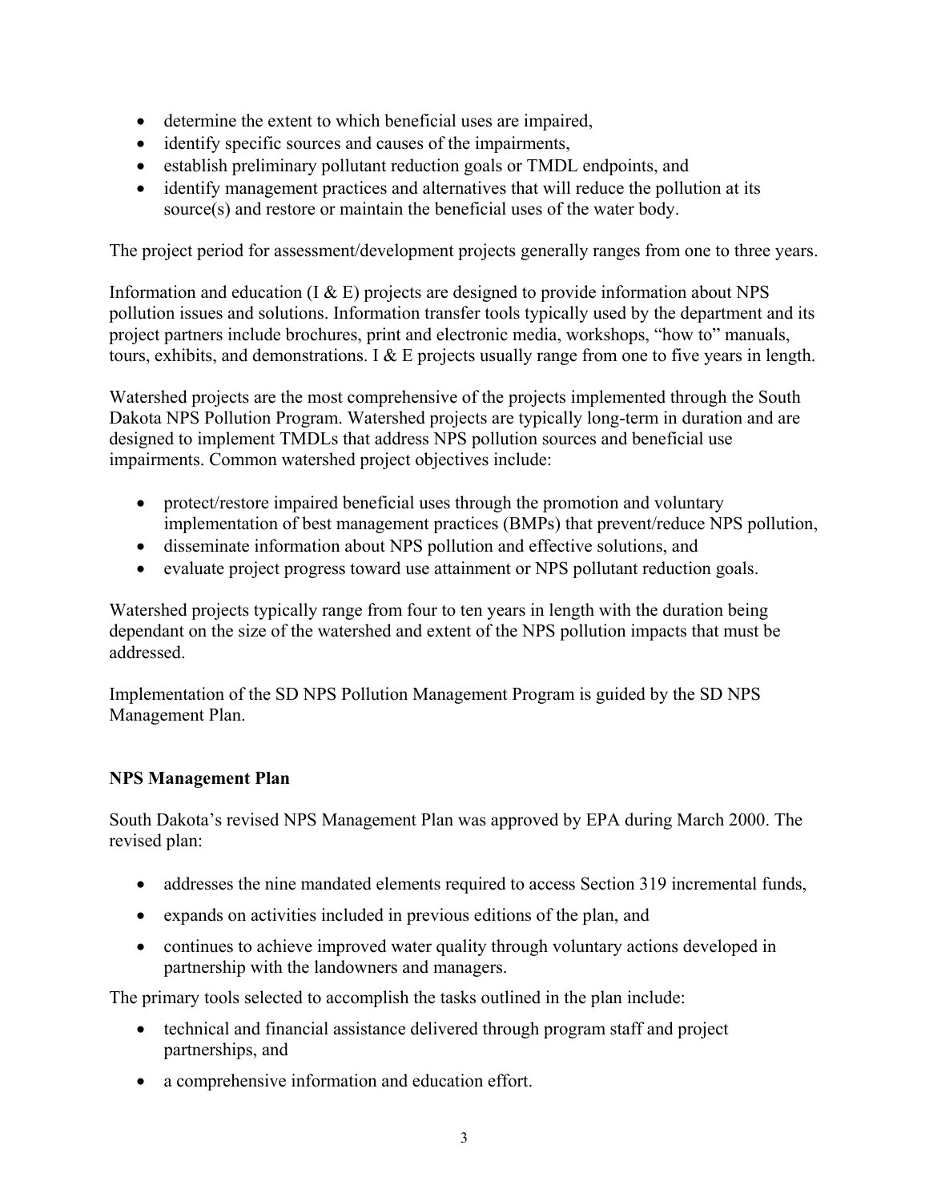- determine the extent to which beneficial uses are impaired,
- identify specific sources and causes of the impairments,
- establish preliminary pollutant reduction goals or TMDL endpoints, and
- identify management practices and alternatives that will reduce the pollution at its source(s) and restore or maintain the beneficial uses of the water body.

The project period for assessment/development projects generally ranges from one to three years.

Information and education (I & E) projects are designed to provide information about NPS pollution issues and solutions. Information transfer tools typically used by the department and its project partners include brochures, print and electronic media, workshops, "how to" manuals, tours, exhibits, and demonstrations. I & E projects usually range from one to five years in length.

Watershed projects are the most comprehensive of the projects implemented through the South Dakota NPS Pollution Program. Watershed projects are typically long-term in duration and are designed to implement TMDLs that address NPS pollution sources and beneficial use impairments. Common watershed project objectives include:

- protect/restore impaired beneficial uses through the promotion and voluntary implementation of best management practices (BMPs) that prevent/reduce NPS pollution,
- disseminate information about NPS pollution and effective solutions, and
- evaluate project progress toward use attainment or NPS pollutant reduction goals.

Watershed projects typically range from four to ten years in length with the duration being dependant on the size of the watershed and extent of the NPS pollution impacts that must be addressed.

Implementation of the SD NPS Pollution Management Program is guided by the SD NPS Management Plan.

**NPS Management Plan**

South Dakota's revised NPS Management Plan was approved by EPA during March 2000. The revised plan:

- addresses the nine mandated elements required to access Section 319 incremental funds,
- expands on activities included in previous editions of the plan, and
- continues to achieve improved water quality through voluntary actions developed in partnership with the landowners and managers.

The primary tools selected to accomplish the tasks outlined in the plan include:

- technical and financial assistance delivered through program staff and project partnerships, and
- a comprehensive information and education effort.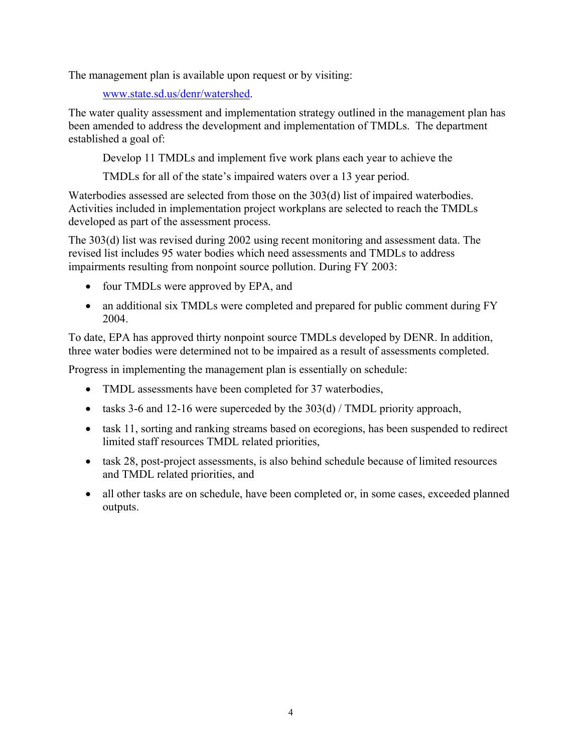The management plan is available upon request or by visiting:

> www.state.sd.us/denr/watershed.

The water quality assessment and implementation strategy outlined in the management plan has been amended to address the development and implementation of TMDLs. The department established a goal of:

> Develop 11 TMDLs and implement five work plans each year to achieve the
>
> TMDLs for all of the state's impaired waters over a 13 year period.

Waterbodies assessed are selected from those on the 303(d) list of impaired waterbodies. Activities included in implementation project workplans are selected to reach the TMDLs developed as part of the assessment process.

The 303(d) list was revised during 2002 using recent monitoring and assessment data. The revised list includes 95 water bodies which need assessments and TMDLs to address impairments resulting from nonpoint source pollution. During FY 2003:

- four TMDLs were approved by EPA, and
- an additional six TMDLs were completed and prepared for public comment during FY 2004.

To date, EPA has approved thirty nonpoint source TMDLs developed by DENR. In addition, three water bodies were determined not to be impaired as a result of assessments completed.

Progress in implementing the management plan is essentially on schedule:

- TMDL assessments have been completed for 37 waterbodies,
- tasks 3-6 and 12-16 were superceded by the 303(d) / TMDL priority approach,
- task 11, sorting and ranking streams based on ecoregions, has been suspended to redirect limited staff resources TMDL related priorities,
- task 28, post-project assessments, is also behind schedule because of limited resources and TMDL related priorities, and
- all other tasks are on schedule, have been completed or, in some cases, exceeded planned outputs.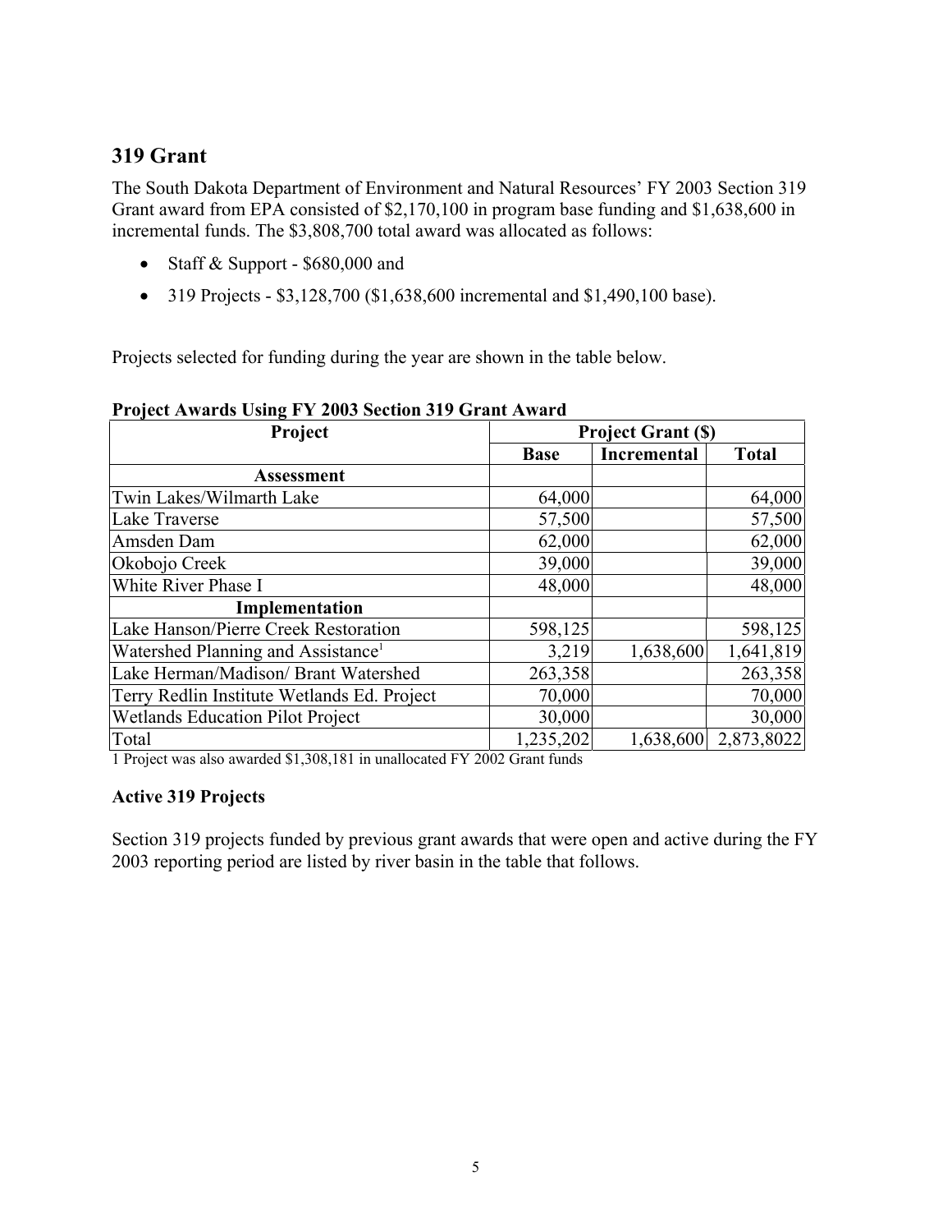## 319 Grant

The South Dakota Department of Environment and Natural Resources' FY 2003 Section 319 Grant award from EPA consisted of $2,170,100 in program base funding and $1,638,600 in incremental funds. The $3,808,700 total award was allocated as follows:

- Staff & Support - $680,000 and
- 319 Projects - $3,128,700 ($1,638,600 incremental and $1,490,100 base).

Projects selected for funding during the year are shown in the table below.

**Project Awards Using FY 2003 Section 319 Grant Award**

| Project | Project Grant ($) | | |
|---|---|---|---|
| | Base | Incremental | Total |
| **Assessment** | | | |
| Twin Lakes/Wilmarth Lake | 64,000 | | 64,000 |
| Lake Traverse | 57,500 | | 57,500 |
| Amsden Dam | 62,000 | | 62,000 |
| Okobojo Creek | 39,000 | | 39,000 |
| White River Phase I | 48,000 | | 48,000 |
| **Implementation** | | | |
| Lake Hanson/Pierre Creek Restoration | 598,125 | | 598,125 |
| Watershed Planning and Assistance[1] | 3,219 | 1,638,600 | 1,641,819 |
| Lake Herman/Madison/ Brant Watershed | 263,358 | | 263,358 |
| Terry Redlin Institute Wetlands Ed. Project | 70,000 | | 70,000 |
| Wetlands Education Pilot Project | 30,000 | | 30,000 |
| Total | 1,235,202 | 1,638,600 | 2,873,8022 |

1 Project was also awarded $1,308,181 in unallocated FY 2002 Grant funds

### Active 319 Projects

Section 319 projects funded by previous grant awards that were open and active during the FY 2003 reporting period are listed by river basin in the table that follows.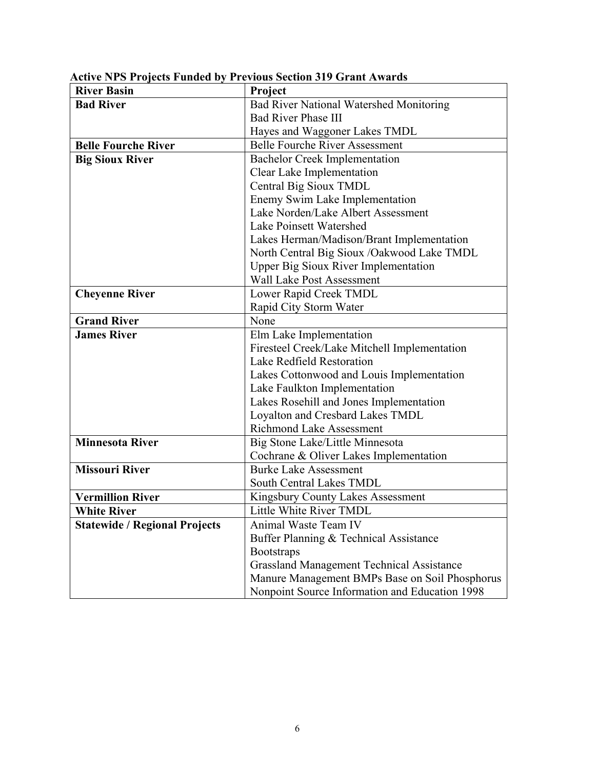**Active NPS Projects Funded by Previous Section 319 Grant Awards**

| River Basin | Project |
|---|---|
| **Bad River** | Bad River National Watershed Monitoring |
| | Bad River Phase III |
| | Hayes and Waggoner Lakes TMDL |
| **Belle Fourche River** | Belle Fourche River Assessment |
| **Big Sioux River** | Bachelor Creek Implementation |
| | Clear Lake Implementation |
| | Central Big Sioux TMDL |
| | Enemy Swim Lake Implementation |
| | Lake Norden/Lake Albert Assessment |
| | Lake Poinsett Watershed |
| | Lakes Herman/Madison/Brant Implementation |
| | North Central Big Sioux /Oakwood Lake TMDL |
| | Upper Big Sioux River Implementation |
| | Wall Lake Post Assessment |
| **Cheyenne River** | Lower Rapid Creek TMDL |
| | Rapid City Storm Water |
| **Grand River** | None |
| **James River** | Elm Lake Implementation |
| | Firesteel Creek/Lake Mitchell Implementation |
| | Lake Redfield Restoration |
| | Lakes Cottonwood and Louis Implementation |
| | Lake Faulkton Implementation |
| | Lakes Rosehill and Jones Implementation |
| | Loyalton and Cresbard Lakes TMDL |
| | Richmond Lake Assessment |
| **Minnesota River** | Big Stone Lake/Little Minnesota |
| | Cochrane & Oliver Lakes Implementation |
| **Missouri River** | Burke Lake Assessment |
| | South Central Lakes TMDL |
| **Vermillion River** | Kingsbury County Lakes Assessment |
| **White River** | Little White River TMDL |
| **Statewide / Regional Projects** | Animal Waste Team IV |
| | Buffer Planning & Technical Assistance |
| | Bootstraps |
| | Grassland Management Technical Assistance |
| | Manure Management BMPs Base on Soil Phosphorus |
| | Nonpoint Source Information and Education 1998 |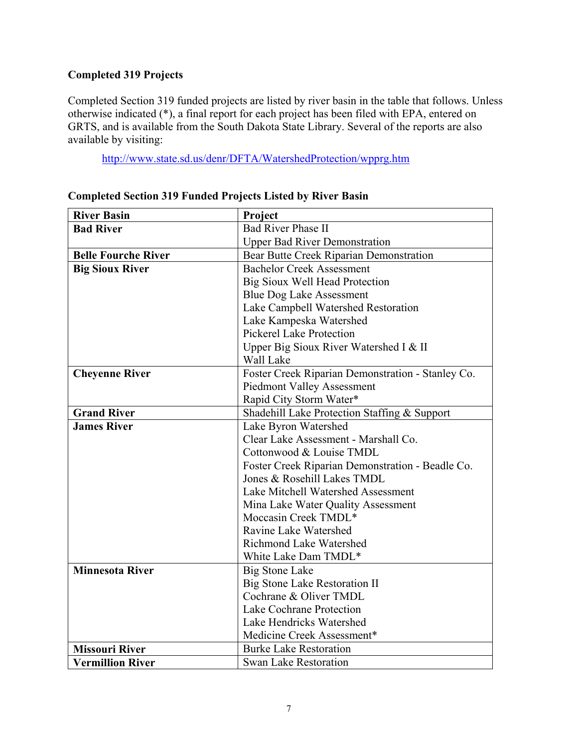### Completed 319 Projects

Completed Section 319 funded projects are listed by river basin in the table that follows. Unless otherwise indicated (*), a final report for each project has been filed with EPA, entered on GRTS, and is available from the South Dakota State Library. Several of the reports are also available by visiting:

http://www.state.sd.us/denr/DFTA/WatershedProtection/wpprg.htm

**Completed Section 319 Funded Projects Listed by River Basin**

| River Basin | Project |
|---|---|
| **Bad River** | Bad River Phase II |
| | Upper Bad River Demonstration |
| **Belle Fourche River** | Bear Butte Creek Riparian Demonstration |
| **Big Sioux River** | Bachelor Creek Assessment |
| | Big Sioux Well Head Protection |
| | Blue Dog Lake Assessment |
| | Lake Campbell Watershed Restoration |
| | Lake Kampeska Watershed |
| | Pickerel Lake Protection |
| | Upper Big Sioux River Watershed I & II |
| | Wall Lake |
| **Cheyenne River** | Foster Creek Riparian Demonstration - Stanley Co. |
| | Piedmont Valley Assessment |
| | Rapid City Storm Water* |
| **Grand River** | Shadehill Lake Protection Staffing & Support |
| **James River** | Lake Byron Watershed |
| | Clear Lake Assessment - Marshall Co. |
| | Cottonwood & Louise TMDL |
| | Foster Creek Riparian Demonstration - Beadle Co. |
| | Jones & Rosehill Lakes TMDL |
| | Lake Mitchell Watershed Assessment |
| | Mina Lake Water Quality Assessment |
| | Moccasin Creek TMDL* |
| | Ravine Lake Watershed |
| | Richmond Lake Watershed |
| | White Lake Dam TMDL* |
| **Minnesota River** | Big Stone Lake |
| | Big Stone Lake Restoration II |
| | Cochrane & Oliver TMDL |
| | Lake Cochrane Protection |
| | Lake Hendricks Watershed |
| | Medicine Creek Assessment* |
| **Missouri River** | Burke Lake Restoration |
| **Vermillion River** | Swan Lake Restoration |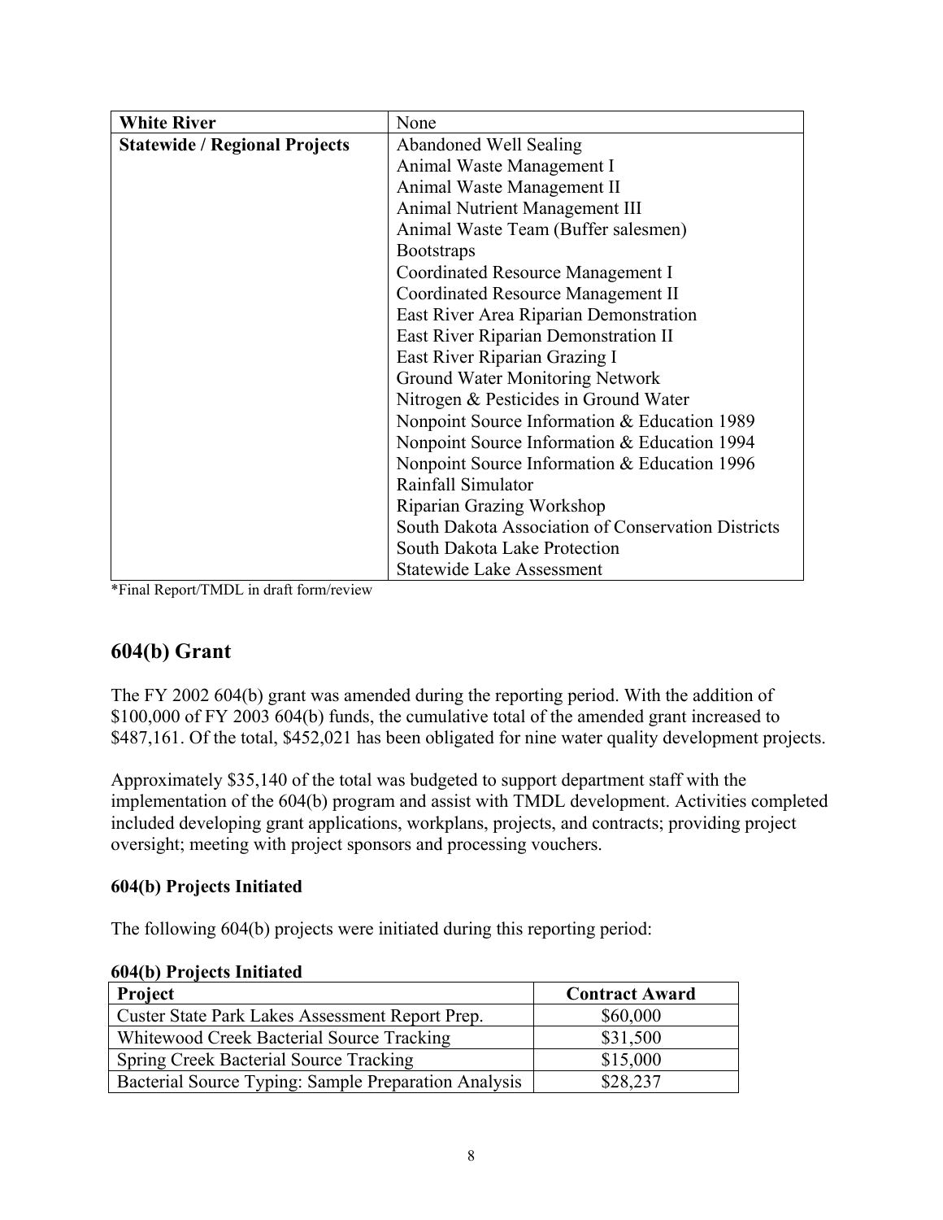| White River | None |
|---|---|
| **Statewide / Regional Projects** | Abandoned Well Sealing<br>Animal Waste Management I<br>Animal Waste Management II<br>Animal Nutrient Management III<br>Animal Waste Team (Buffer salesmen)<br>Bootstraps<br>Coordinated Resource Management I<br>Coordinated Resource Management II<br>East River Area Riparian Demonstration<br>East River Riparian Demonstration II<br>East River Riparian Grazing I<br>Ground Water Monitoring Network<br>Nitrogen & Pesticides in Ground Water<br>Nonpoint Source Information & Education 1989<br>Nonpoint Source Information & Education 1994<br>Nonpoint Source Information & Education 1996<br>Rainfall Simulator<br>Riparian Grazing Workshop<br>South Dakota Association of Conservation Districts<br>South Dakota Lake Protection<br>Statewide Lake Assessment |

*Final Report/TMDL in draft form/review

## 604(b) Grant

The FY 2002 604(b) grant was amended during the reporting period. With the addition of $100,000 of FY 2003 604(b) funds, the cumulative total of the amended grant increased to $487,161. Of the total, $452,021 has been obligated for nine water quality development projects.

Approximately $35,140 of the total was budgeted to support department staff with the implementation of the 604(b) program and assist with TMDL development. Activities completed included developing grant applications, workplans, projects, and contracts; providing project oversight; meeting with project sponsors and processing vouchers.

### 604(b) Projects Initiated

The following 604(b) projects were initiated during this reporting period:

**604(b) Projects Initiated**

| Project | Contract Award |
|---|---|
| Custer State Park Lakes Assessment Report Prep. | $60,000 |
| Whitewood Creek Bacterial Source Tracking | $31,500 |
| Spring Creek Bacterial Source Tracking | $15,000 |
| Bacterial Source Typing: Sample Preparation Analysis | $28,237 |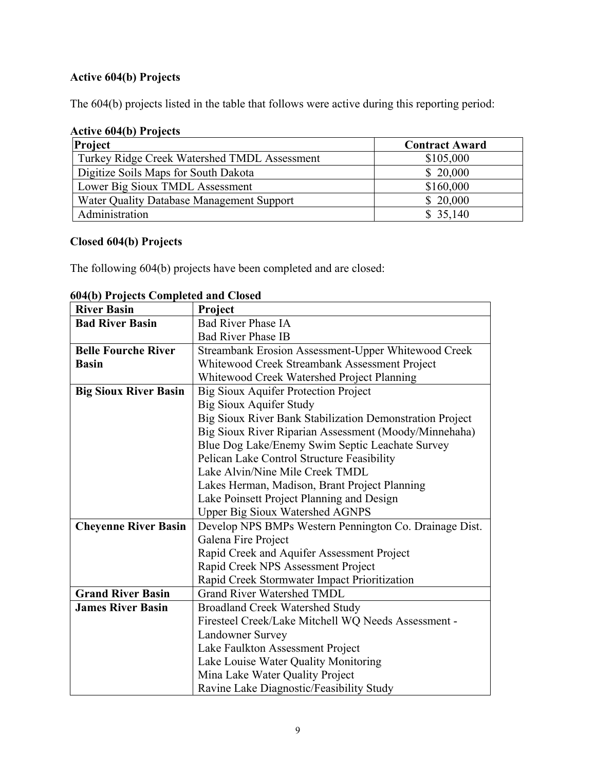## Active 604(b) Projects

The 604(b) projects listed in the table that follows were active during this reporting period:

**Active 604(b) Projects**

| Project | Contract Award |
|---|---|
| Turkey Ridge Creek Watershed TMDL Assessment | $105,000 |
| Digitize Soils Maps for South Dakota | $ 20,000 |
| Lower Big Sioux TMDL Assessment | $160,000 |
| Water Quality Database Management Support | $ 20,000 |
| Administration | $ 35,140 |

## Closed 604(b) Projects

The following 604(b) projects have been completed and are closed:

**604(b) Projects Completed and Closed**

| River Basin | Project |
|---|---|
| **Bad River Basin** | Bad River Phase IA |
| | Bad River Phase IB |
| **Belle Fourche River Basin** | Streambank Erosion Assessment-Upper Whitewood Creek |
| | Whitewood Creek Streambank Assessment Project |
| | Whitewood Creek Watershed Project Planning |
| **Big Sioux River Basin** | Big Sioux Aquifer Protection Project |
| | Big Sioux Aquifer Study |
| | Big Sioux River Bank Stabilization Demonstration Project |
| | Big Sioux River Riparian Assessment (Moody/Minnehaha) |
| | Blue Dog Lake/Enemy Swim Septic Leachate Survey |
| | Pelican Lake Control Structure Feasibility |
| | Lake Alvin/Nine Mile Creek TMDL |
| | Lakes Herman, Madison, Brant Project Planning |
| | Lake Poinsett Project Planning and Design |
| | Upper Big Sioux Watershed AGNPS |
| **Cheyenne River Basin** | Develop NPS BMPs Western Pennington Co. Drainage Dist. |
| | Galena Fire Project |
| | Rapid Creek and Aquifer Assessment Project |
| | Rapid Creek NPS Assessment Project |
| | Rapid Creek Stormwater Impact Prioritization |
| **Grand River Basin** | Grand River Watershed TMDL |
| **James River Basin** | Broadland Creek Watershed Study |
| | Firesteel Creek/Lake Mitchell WQ Needs Assessment - Landowner Survey |
| | Lake Faulkton Assessment Project |
| | Lake Louise Water Quality Monitoring |
| | Mina Lake Water Quality Project |
| | Ravine Lake Diagnostic/Feasibility Study |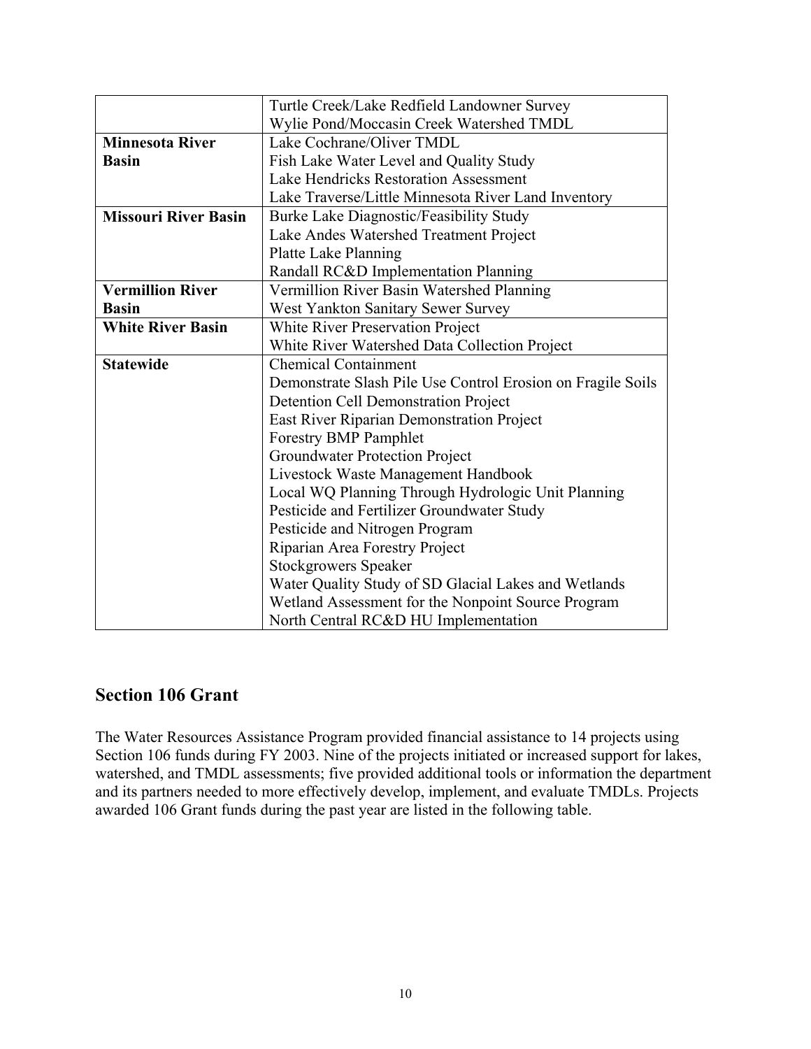| | |
|---|---|
| | Turtle Creek/Lake Redfield Landowner Survey<br>Wylie Pond/Moccasin Creek Watershed TMDL |
| **Minnesota River Basin** | Lake Cochrane/Oliver TMDL<br>Fish Lake Water Level and Quality Study<br>Lake Hendricks Restoration Assessment<br>Lake Traverse/Little Minnesota River Land Inventory |
| **Missouri River Basin** | Burke Lake Diagnostic/Feasibility Study<br>Lake Andes Watershed Treatment Project<br>Platte Lake Planning<br>Randall RC&D Implementation Planning |
| **Vermillion River Basin** | Vermillion River Basin Watershed Planning<br>West Yankton Sanitary Sewer Survey |
| **White River Basin** | White River Preservation Project<br>White River Watershed Data Collection Project |
| **Statewide** | Chemical Containment<br>Demonstrate Slash Pile Use Control Erosion on Fragile Soils<br>Detention Cell Demonstration Project<br>East River Riparian Demonstration Project<br>Forestry BMP Pamphlet<br>Groundwater Protection Project<br>Livestock Waste Management Handbook<br>Local WQ Planning Through Hydrologic Unit Planning<br>Pesticide and Fertilizer Groundwater Study<br>Pesticide and Nitrogen Program<br>Riparian Area Forestry Project<br>Stockgrowers Speaker<br>Water Quality Study of SD Glacial Lakes and Wetlands<br>Wetland Assessment for the Nonpoint Source Program<br>North Central RC&D HU Implementation |

## Section 106 Grant

The Water Resources Assistance Program provided financial assistance to 14 projects using Section 106 funds during FY 2003. Nine of the projects initiated or increased support for lakes, watershed, and TMDL assessments; five provided additional tools or information the department and its partners needed to more effectively develop, implement, and evaluate TMDLs. Projects awarded 106 Grant funds during the past year are listed in the following table.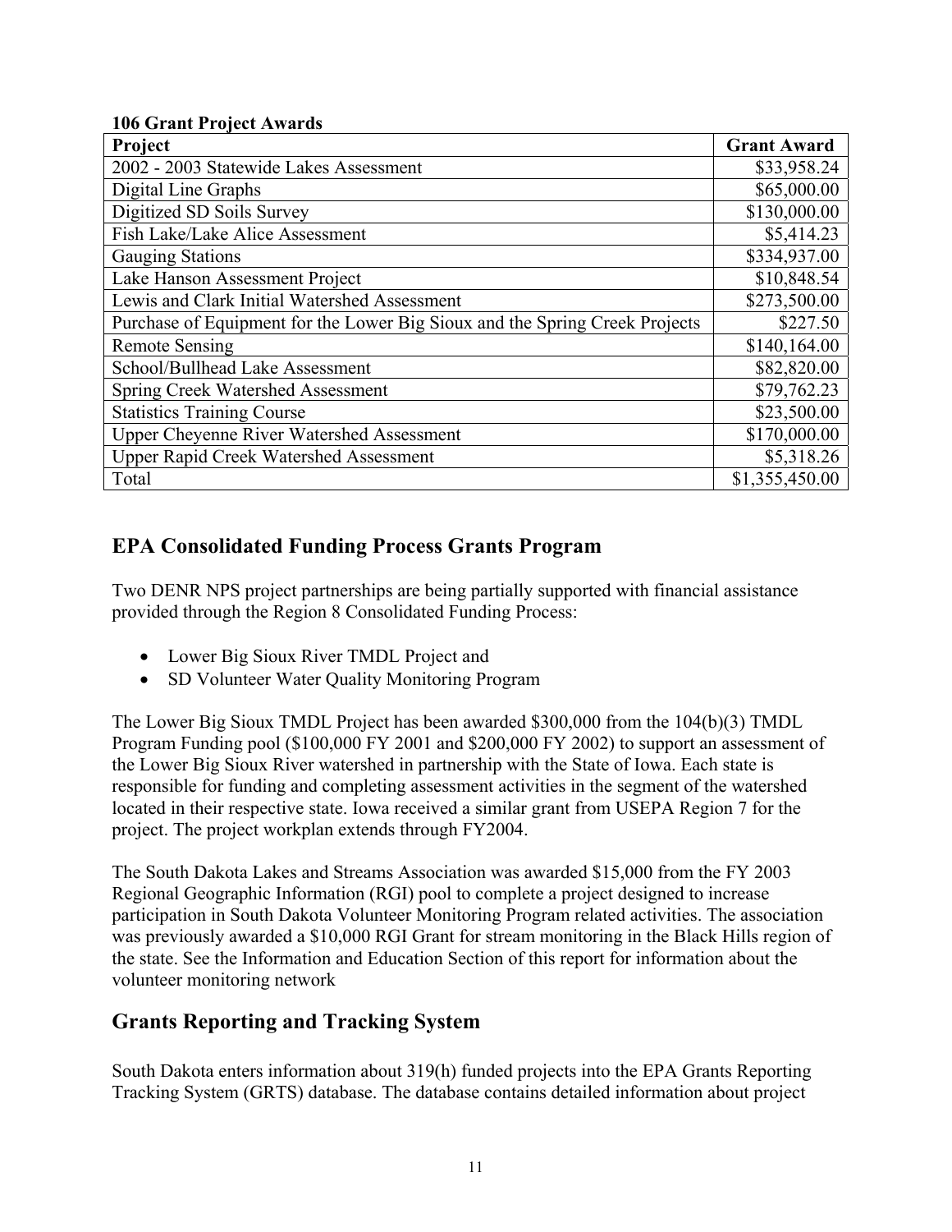**106 Grant Project Awards**

| Project | Grant Award |
| --- | --- |
| 2002 - 2003 Statewide Lakes Assessment | $33,958.24 |
| Digital Line Graphs | $65,000.00 |
| Digitized SD Soils Survey | $130,000.00 |
| Fish Lake/Lake Alice Assessment | $5,414.23 |
| Gauging Stations | $334,937.00 |
| Lake Hanson Assessment Project | $10,848.54 |
| Lewis and Clark Initial Watershed Assessment | $273,500.00 |
| Purchase of Equipment for the Lower Big Sioux and the Spring Creek Projects | $227.50 |
| Remote Sensing | $140,164.00 |
| School/Bullhead Lake Assessment | $82,820.00 |
| Spring Creek Watershed Assessment | $79,762.23 |
| Statistics Training Course | $23,500.00 |
| Upper Cheyenne River Watershed Assessment | $170,000.00 |
| Upper Rapid Creek Watershed Assessment | $5,318.26 |
| Total | $1,355,450.00 |

## EPA Consolidated Funding Process Grants Program

Two DENR NPS project partnerships are being partially supported with financial assistance provided through the Region 8 Consolidated Funding Process:

- Lower Big Sioux River TMDL Project and
- SD Volunteer Water Quality Monitoring Program

The Lower Big Sioux TMDL Project has been awarded $300,000 from the 104(b)(3) TMDL Program Funding pool ($100,000 FY 2001 and $200,000 FY 2002) to support an assessment of the Lower Big Sioux River watershed in partnership with the State of Iowa. Each state is responsible for funding and completing assessment activities in the segment of the watershed located in their respective state. Iowa received a similar grant from USEPA Region 7 for the project. The project workplan extends through FY2004.

The South Dakota Lakes and Streams Association was awarded $15,000 from the FY 2003 Regional Geographic Information (RGI) pool to complete a project designed to increase participation in South Dakota Volunteer Monitoring Program related activities. The association was previously awarded a $10,000 RGI Grant for stream monitoring in the Black Hills region of the state. See the Information and Education Section of this report for information about the volunteer monitoring network

## Grants Reporting and Tracking System

South Dakota enters information about 319(h) funded projects into the EPA Grants Reporting Tracking System (GRTS) database. The database contains detailed information about project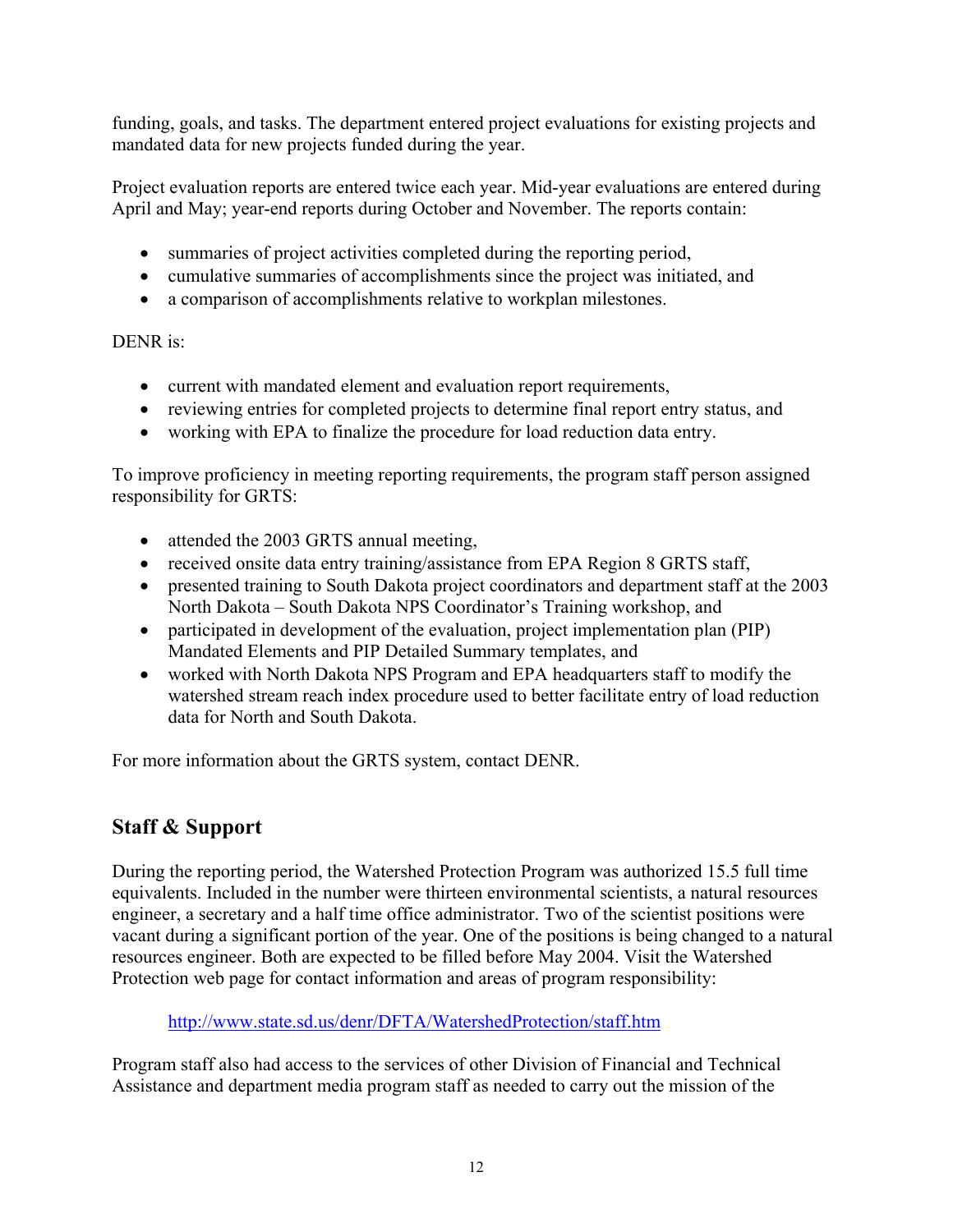funding, goals, and tasks. The department entered project evaluations for existing projects and mandated data for new projects funded during the year.

Project evaluation reports are entered twice each year. Mid-year evaluations are entered during April and May; year-end reports during October and November. The reports contain:

- summaries of project activities completed during the reporting period,
- cumulative summaries of accomplishments since the project was initiated, and
- a comparison of accomplishments relative to workplan milestones.

DENR is:

- current with mandated element and evaluation report requirements,
- reviewing entries for completed projects to determine final report entry status, and
- working with EPA to finalize the procedure for load reduction data entry.

To improve proficiency in meeting reporting requirements, the program staff person assigned responsibility for GRTS:

- attended the 2003 GRTS annual meeting,
- received onsite data entry training/assistance from EPA Region 8 GRTS staff,
- presented training to South Dakota project coordinators and department staff at the 2003 North Dakota – South Dakota NPS Coordinator's Training workshop, and
- participated in development of the evaluation, project implementation plan (PIP) Mandated Elements and PIP Detailed Summary templates, and
- worked with North Dakota NPS Program and EPA headquarters staff to modify the watershed stream reach index procedure used to better facilitate entry of load reduction data for North and South Dakota.

For more information about the GRTS system, contact DENR.

## Staff & Support

During the reporting period, the Watershed Protection Program was authorized 15.5 full time equivalents. Included in the number were thirteen environmental scientists, a natural resources engineer, a secretary and a half time office administrator. Two of the scientist positions were vacant during a significant portion of the year. One of the positions is being changed to a natural resources engineer. Both are expected to be filled before May 2004. Visit the Watershed Protection web page for contact information and areas of program responsibility:

http://www.state.sd.us/denr/DFTA/WatershedProtection/staff.htm

Program staff also had access to the services of other Division of Financial and Technical Assistance and department media program staff as needed to carry out the mission of the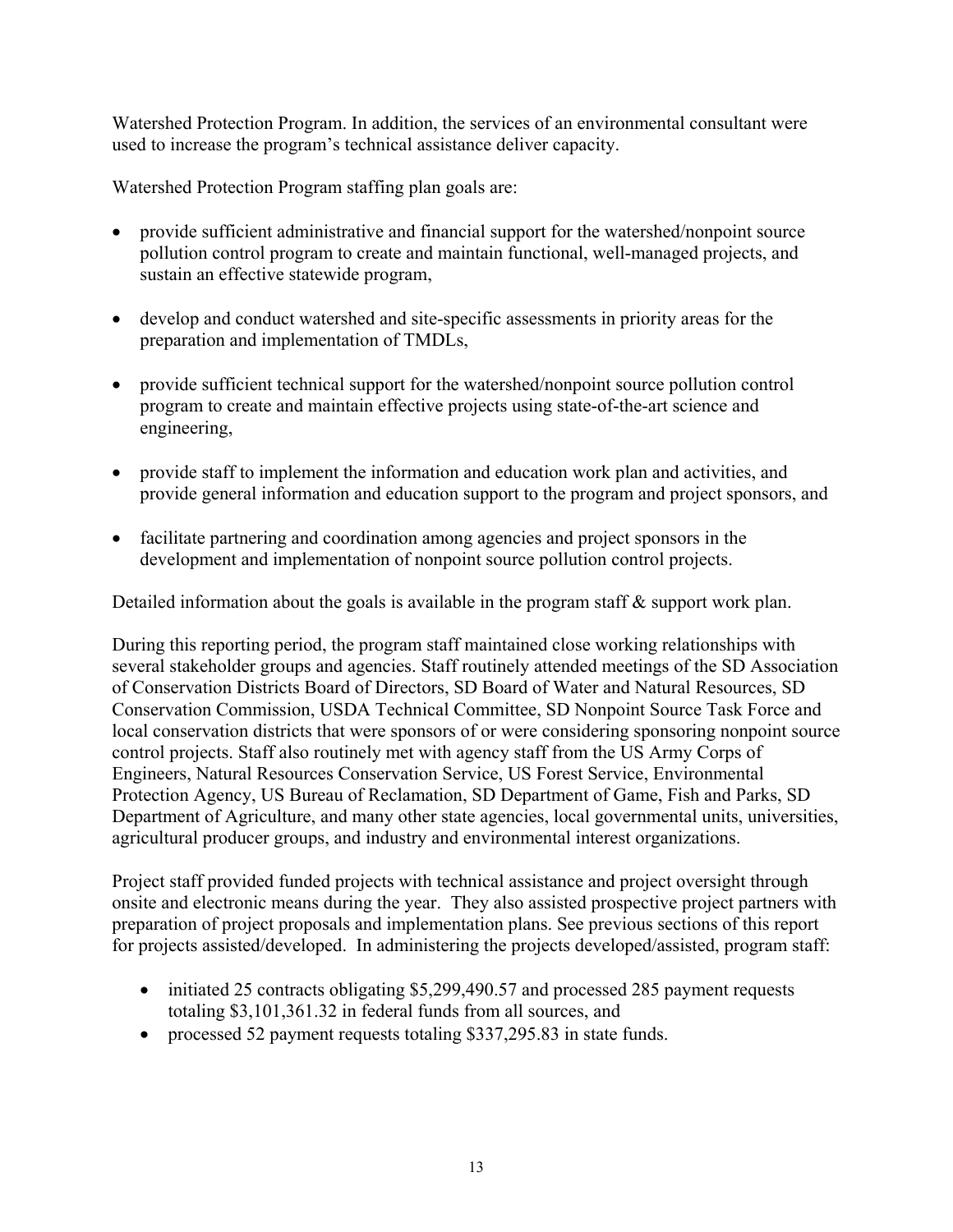Watershed Protection Program. In addition, the services of an environmental consultant were used to increase the program's technical assistance deliver capacity.

Watershed Protection Program staffing plan goals are:

- provide sufficient administrative and financial support for the watershed/nonpoint source pollution control program to create and maintain functional, well-managed projects, and sustain an effective statewide program,

- develop and conduct watershed and site-specific assessments in priority areas for the preparation and implementation of TMDLs,

- provide sufficient technical support for the watershed/nonpoint source pollution control program to create and maintain effective projects using state-of-the-art science and engineering,

- provide staff to implement the information and education work plan and activities, and provide general information and education support to the program and project sponsors, and

- facilitate partnering and coordination among agencies and project sponsors in the development and implementation of nonpoint source pollution control projects.

Detailed information about the goals is available in the program staff & support work plan.

During this reporting period, the program staff maintained close working relationships with several stakeholder groups and agencies. Staff routinely attended meetings of the SD Association of Conservation Districts Board of Directors, SD Board of Water and Natural Resources, SD Conservation Commission, USDA Technical Committee, SD Nonpoint Source Task Force and local conservation districts that were sponsors of or were considering sponsoring nonpoint source control projects. Staff also routinely met with agency staff from the US Army Corps of Engineers, Natural Resources Conservation Service, US Forest Service, Environmental Protection Agency, US Bureau of Reclamation, SD Department of Game, Fish and Parks, SD Department of Agriculture, and many other state agencies, local governmental units, universities, agricultural producer groups, and industry and environmental interest organizations.

Project staff provided funded projects with technical assistance and project oversight through onsite and electronic means during the year. They also assisted prospective project partners with preparation of project proposals and implementation plans. See previous sections of this report for projects assisted/developed. In administering the projects developed/assisted, program staff:

- initiated 25 contracts obligating $5,299,490.57 and processed 285 payment requests totaling $3,101,361.32 in federal funds from all sources, and
- processed 52 payment requests totaling $337,295.83 in state funds.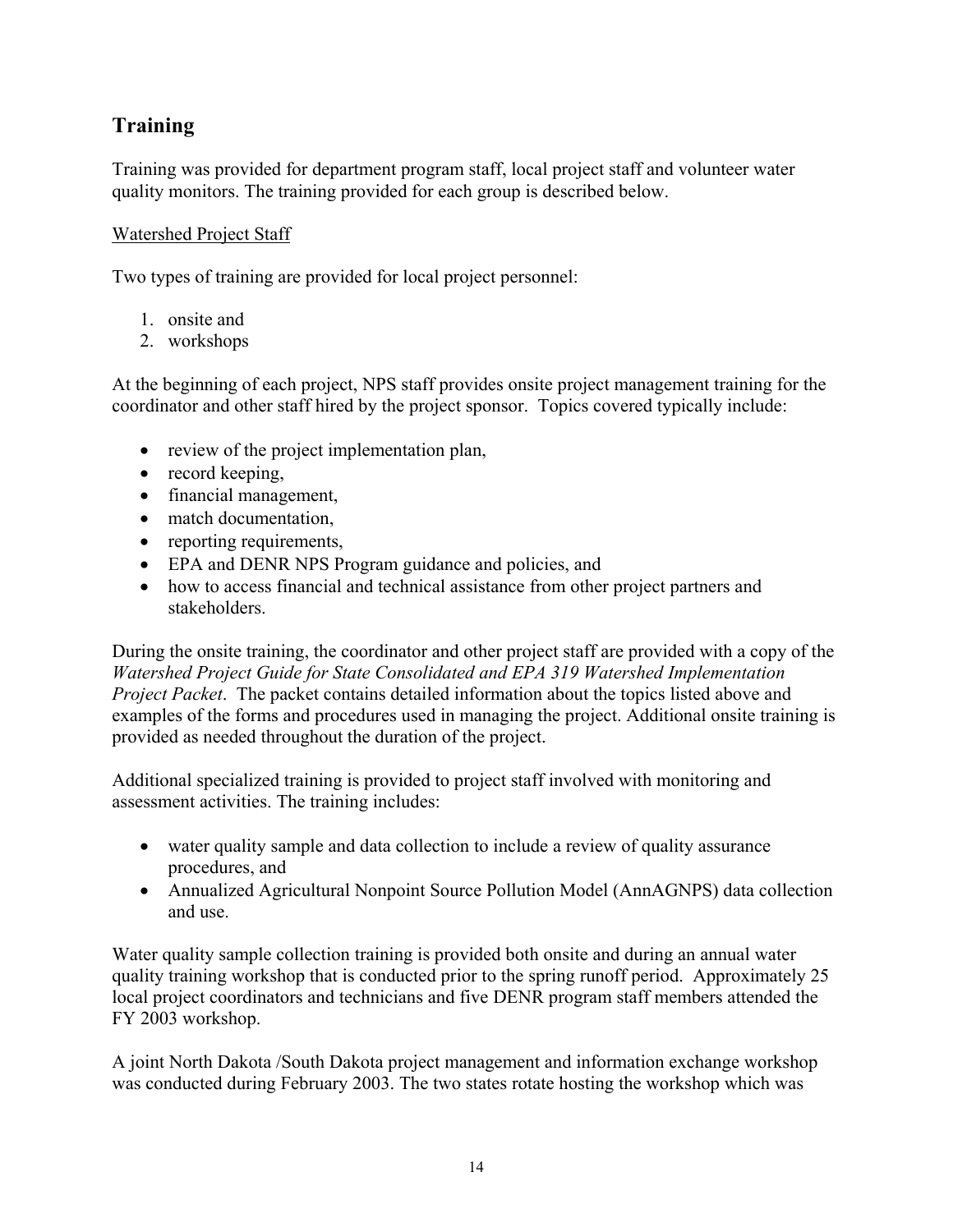## Training

Training was provided for department program staff, local project staff and volunteer water quality monitors. The training provided for each group is described below.

Watershed Project Staff

Two types of training are provided for local project personnel:

1. onsite and
2. workshops

At the beginning of each project, NPS staff provides onsite project management training for the coordinator and other staff hired by the project sponsor. Topics covered typically include:

- review of the project implementation plan,
- record keeping,
- financial management,
- match documentation,
- reporting requirements,
- EPA and DENR NPS Program guidance and policies, and
- how to access financial and technical assistance from other project partners and stakeholders.

During the onsite training, the coordinator and other project staff are provided with a copy of the *Watershed Project Guide for State Consolidated and EPA 319 Watershed Implementation Project Packet*. The packet contains detailed information about the topics listed above and examples of the forms and procedures used in managing the project. Additional onsite training is provided as needed throughout the duration of the project.

Additional specialized training is provided to project staff involved with monitoring and assessment activities. The training includes:

- water quality sample and data collection to include a review of quality assurance procedures, and
- Annualized Agricultural Nonpoint Source Pollution Model (AnnAGNPS) data collection and use.

Water quality sample collection training is provided both onsite and during an annual water quality training workshop that is conducted prior to the spring runoff period. Approximately 25 local project coordinators and technicians and five DENR program staff members attended the FY 2003 workshop.

A joint North Dakota /South Dakota project management and information exchange workshop was conducted during February 2003. The two states rotate hosting the workshop which was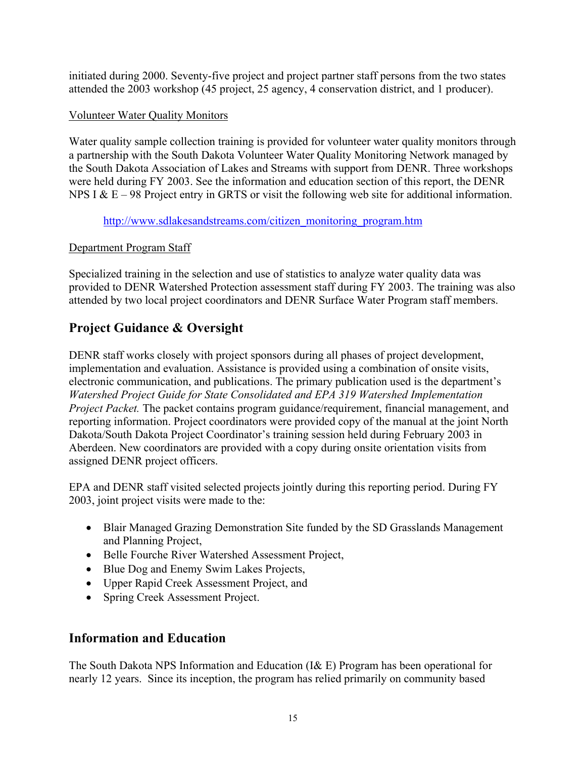initiated during 2000. Seventy-five project and project partner staff persons from the two states attended the 2003 workshop (45 project, 25 agency, 4 conservation district, and 1 producer).

Volunteer Water Quality Monitors

Water quality sample collection training is provided for volunteer water quality monitors through a partnership with the South Dakota Volunteer Water Quality Monitoring Network managed by the South Dakota Association of Lakes and Streams with support from DENR. Three workshops were held during FY 2003. See the information and education section of this report, the DENR NPS I & E – 98 Project entry in GRTS or visit the following web site for additional information.

http://www.sdlakesandstreams.com/citizen_monitoring_program.htm

Department Program Staff

Specialized training in the selection and use of statistics to analyze water quality data was provided to DENR Watershed Protection assessment staff during FY 2003. The training was also attended by two local project coordinators and DENR Surface Water Program staff members.

## Project Guidance & Oversight

DENR staff works closely with project sponsors during all phases of project development, implementation and evaluation. Assistance is provided using a combination of onsite visits, electronic communication, and publications. The primary publication used is the department's *Watershed Project Guide for State Consolidated and EPA 319 Watershed Implementation Project Packet.* The packet contains program guidance/requirement, financial management, and reporting information. Project coordinators were provided copy of the manual at the joint North Dakota/South Dakota Project Coordinator's training session held during February 2003 in Aberdeen. New coordinators are provided with a copy during onsite orientation visits from assigned DENR project officers.

EPA and DENR staff visited selected projects jointly during this reporting period. During FY 2003, joint project visits were made to the:

- Blair Managed Grazing Demonstration Site funded by the SD Grasslands Management and Planning Project,
- Belle Fourche River Watershed Assessment Project,
- Blue Dog and Enemy Swim Lakes Projects,
- Upper Rapid Creek Assessment Project, and
- Spring Creek Assessment Project.

## Information and Education

The South Dakota NPS Information and Education (I& E) Program has been operational for nearly 12 years. Since its inception, the program has relied primarily on community based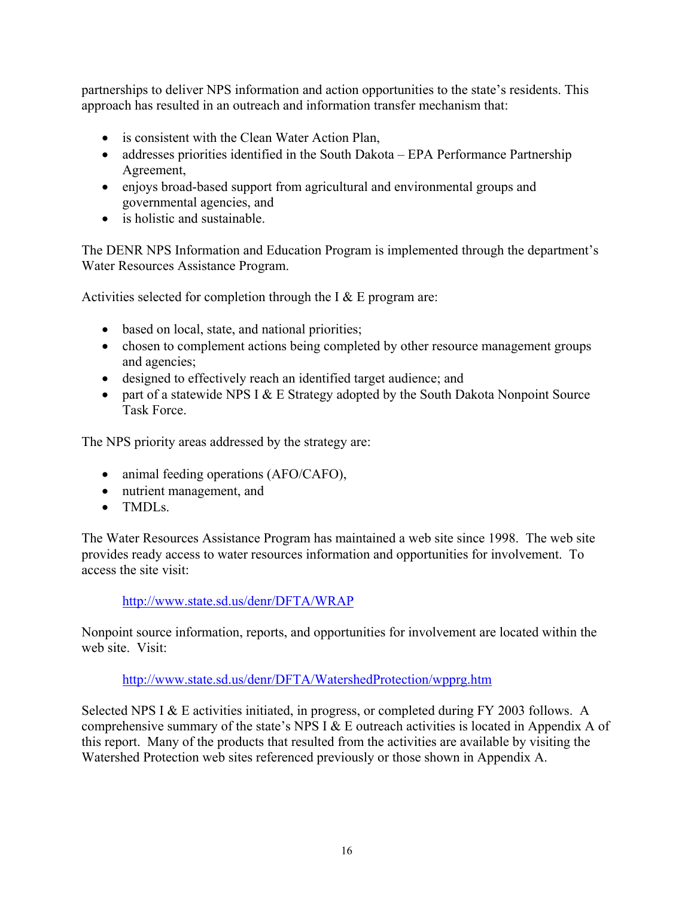partnerships to deliver NPS information and action opportunities to the state's residents. This approach has resulted in an outreach and information transfer mechanism that:

- is consistent with the Clean Water Action Plan,
- addresses priorities identified in the South Dakota – EPA Performance Partnership Agreement,
- enjoys broad-based support from agricultural and environmental groups and governmental agencies, and
- is holistic and sustainable.

The DENR NPS Information and Education Program is implemented through the department's Water Resources Assistance Program.

Activities selected for completion through the I & E program are:

- based on local, state, and national priorities;
- chosen to complement actions being completed by other resource management groups and agencies;
- designed to effectively reach an identified target audience; and
- part of a statewide NPS I & E Strategy adopted by the South Dakota Nonpoint Source Task Force.

The NPS priority areas addressed by the strategy are:

- animal feeding operations (AFO/CAFO),
- nutrient management, and
- TMDLs.

The Water Resources Assistance Program has maintained a web site since 1998. The web site provides ready access to water resources information and opportunities for involvement. To access the site visit:

http://www.state.sd.us/denr/DFTA/WRAP

Nonpoint source information, reports, and opportunities for involvement are located within the web site. Visit:

http://www.state.sd.us/denr/DFTA/WatershedProtection/wpprg.htm

Selected NPS I & E activities initiated, in progress, or completed during FY 2003 follows. A comprehensive summary of the state's NPS I & E outreach activities is located in Appendix A of this report. Many of the products that resulted from the activities are available by visiting the Watershed Protection web sites referenced previously or those shown in Appendix A.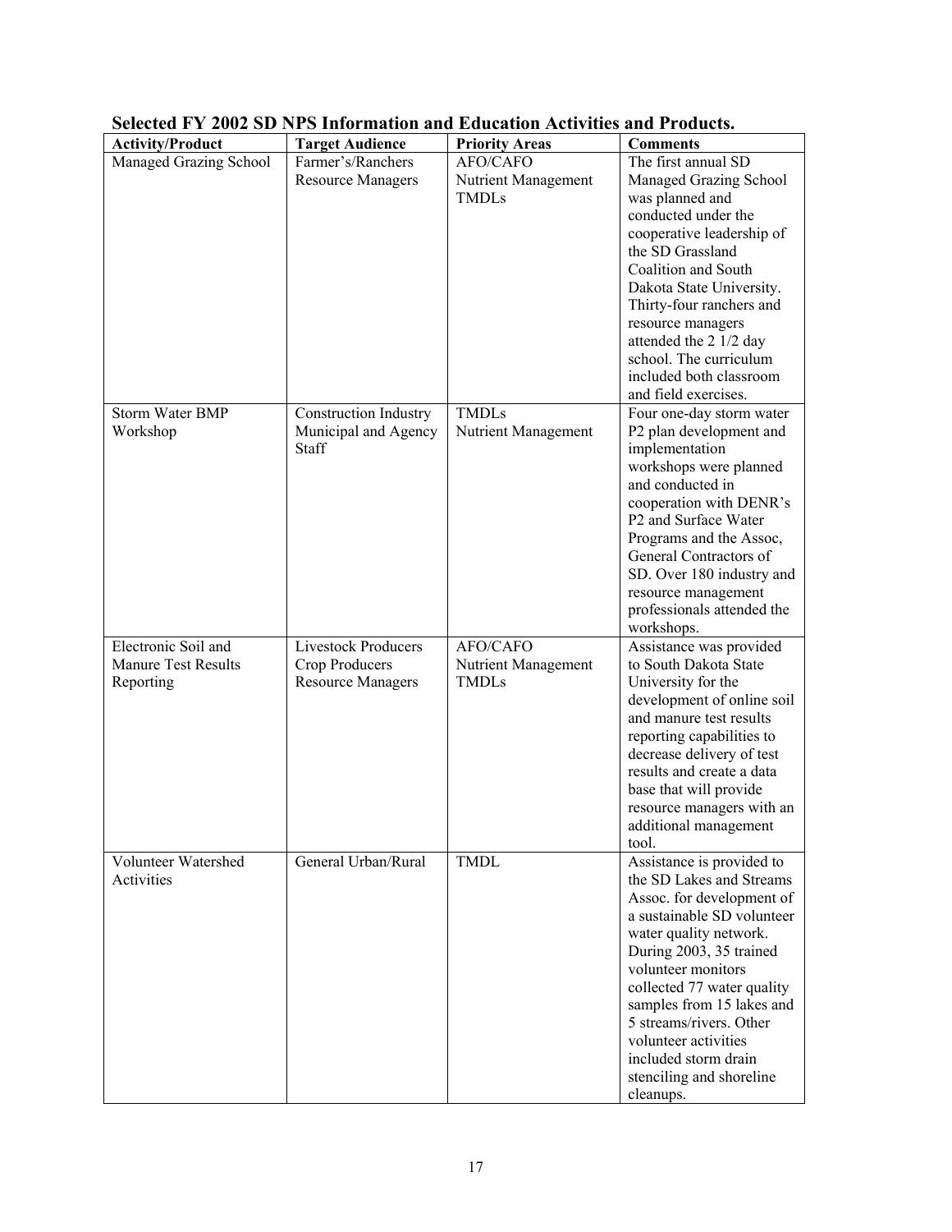**Selected FY 2002 SD NPS Information and Education Activities and Products.**

| Activity/Product | Target Audience | Priority Areas | Comments |
|---|---|---|---|
| Managed Grazing School | Farmer's/Ranchers<br>Resource Managers | AFO/CAFO<br>Nutrient Management<br>TMDLs | The first annual SD Managed Grazing School was planned and conducted under the cooperative leadership of the SD Grassland Coalition and South Dakota State University. Thirty-four ranchers and resource managers attended the 2 1/2 day school. The curriculum included both classroom and field exercises. |
| Storm Water BMP Workshop | Construction Industry<br>Municipal and Agency Staff | TMDLs<br>Nutrient Management | Four one-day storm water P2 plan development and implementation workshops were planned and conducted in cooperation with DENR's P2 and Surface Water Programs and the Assoc, General Contractors of SD. Over 180 industry and resource management professionals attended the workshops. |
| Electronic Soil and Manure Test Results Reporting | Livestock Producers<br>Crop Producers<br>Resource Managers | AFO/CAFO<br>Nutrient Management<br>TMDLs | Assistance was provided to South Dakota State University for the development of online soil and manure test results reporting capabilities to decrease delivery of test results and create a data base that will provide resource managers with an additional management tool. |
| Volunteer Watershed Activities | General Urban/Rural | TMDL | Assistance is provided to the SD Lakes and Streams Assoc. for development of a sustainable SD volunteer water quality network. During 2003, 35 trained volunteer monitors collected 77 water quality samples from 15 lakes and 5 streams/rivers. Other volunteer activities included storm drain stenciling and shoreline cleanups. |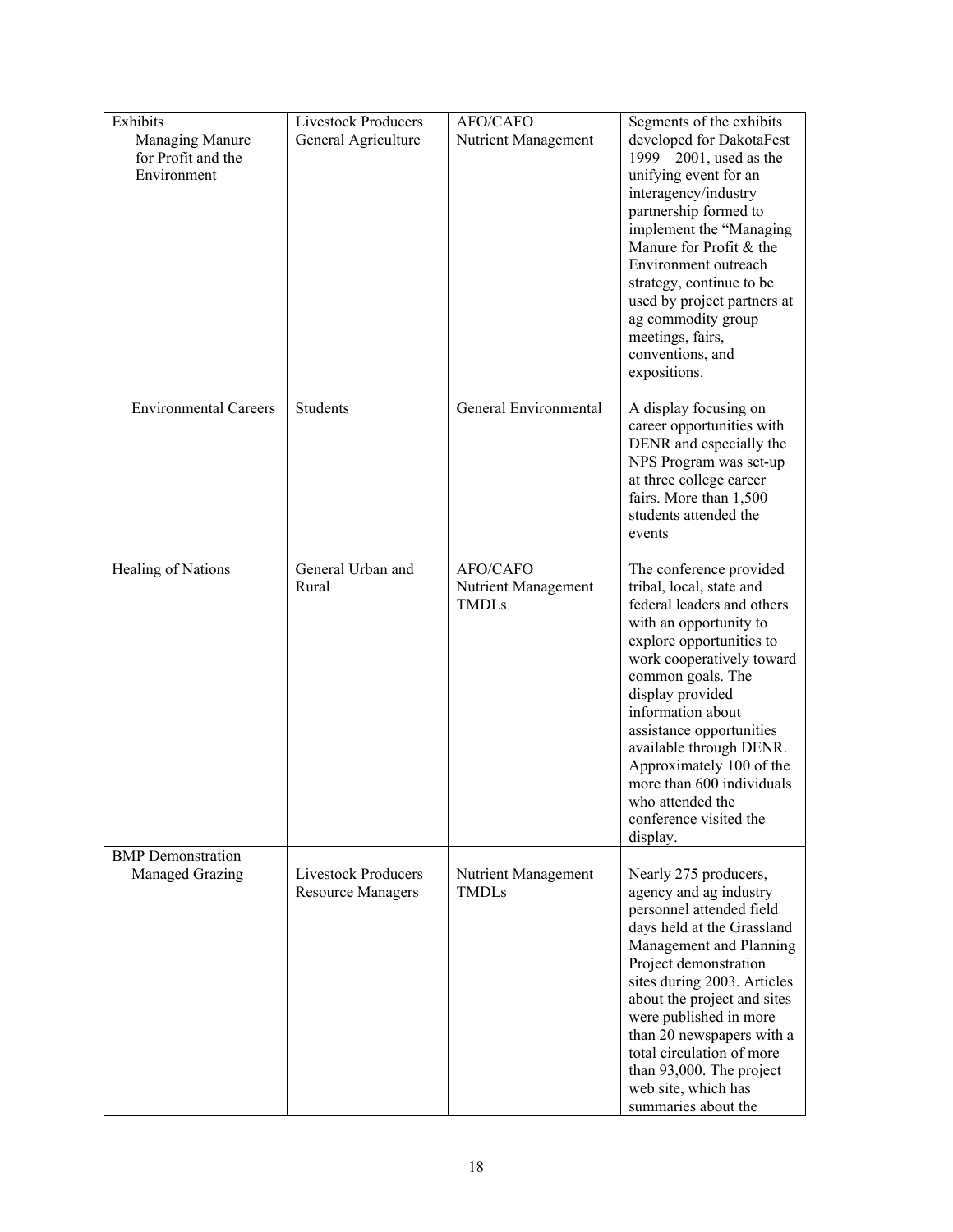| | | | |
|---|---|---|---|
| Exhibits<br>Managing Manure for Profit and the Environment | Livestock Producers<br>General Agriculture | AFO/CAFO<br>Nutrient Management | Segments of the exhibits developed for DakotaFest 1999 – 2001, used as the unifying event for an interagency/industry partnership formed to implement the "Managing Manure for Profit & the Environment outreach strategy, continue to be used by project partners at ag commodity group meetings, fairs, conventions, and expositions. |
| Environmental Careers | Students | General Environmental | A display focusing on career opportunities with DENR and especially the NPS Program was set-up at three college career fairs. More than 1,500 students attended the events |
| Healing of Nations | General Urban and Rural | AFO/CAFO<br>Nutrient Management<br>TMDLs | The conference provided tribal, local, state and federal leaders and others with an opportunity to explore opportunities to work cooperatively toward common goals. The display provided information about assistance opportunities available through DENR. Approximately 100 of the more than 600 individuals who attended the conference visited the display. |
| BMP Demonstration<br>Managed Grazing | Livestock Producers<br>Resource Managers | Nutrient Management<br>TMDLs | Nearly 275 producers, agency and ag industry personnel attended field days held at the Grassland Management and Planning Project demonstration sites during 2003. Articles about the project and sites were published in more than 20 newspapers with a total circulation of more than 93,000. The project web site, which has summaries about the |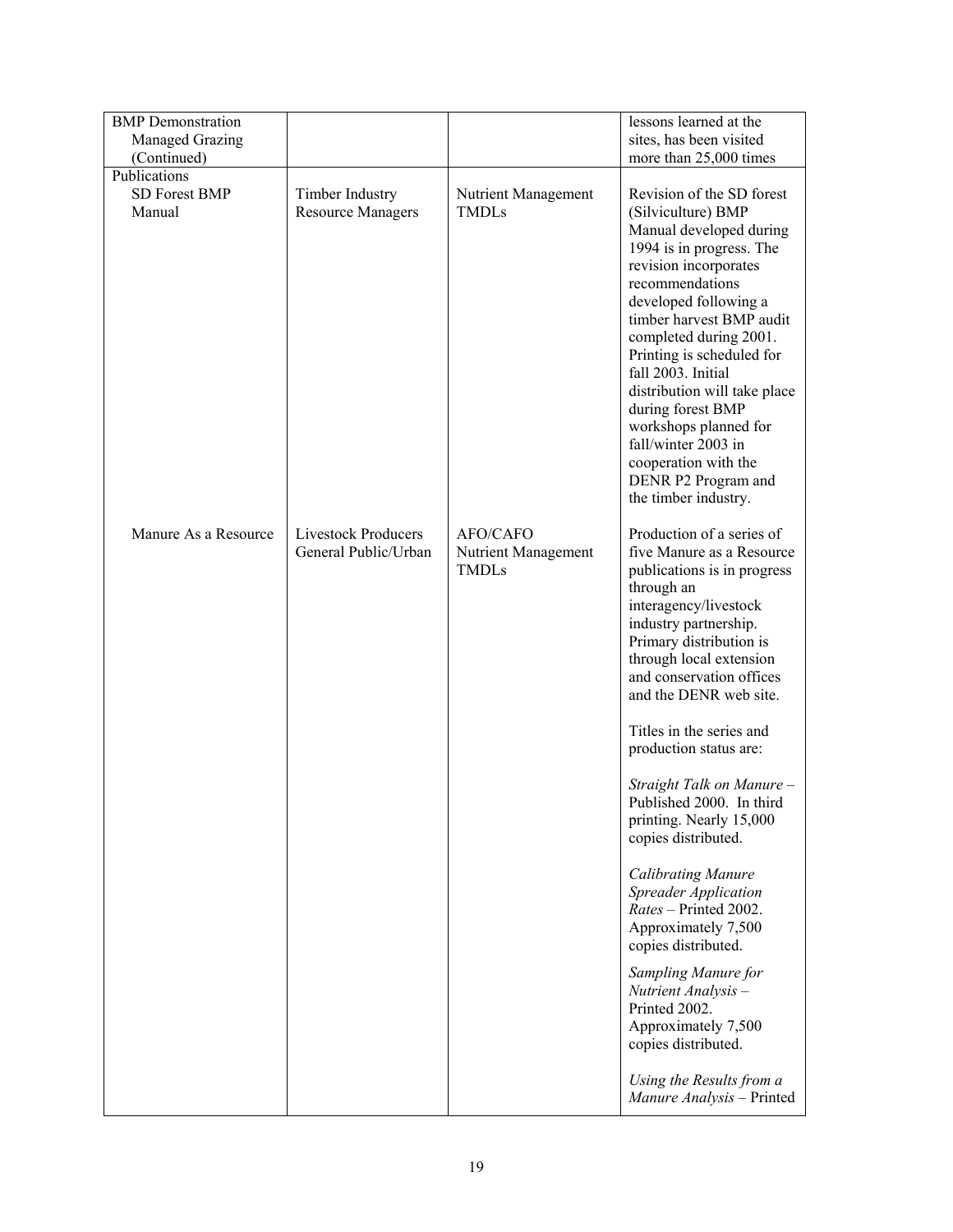| | | | |
|---|---|---|---|
| BMP Demonstration<br>Managed Grazing<br>(Continued) | | | lessons learned at the sites, has been visited more than 25,000 times |
| Publications<br>SD Forest BMP Manual | Timber Industry<br>Resource Managers | Nutrient Management<br>TMDLs | Revision of the SD forest (Silviculture) BMP Manual developed during 1994 is in progress. The revision incorporates recommendations developed following a timber harvest BMP audit completed during 2001. Printing is scheduled for fall 2003. Initial distribution will take place during forest BMP workshops planned for fall/winter 2003 in cooperation with the DENR P2 Program and the timber industry. |
| Manure As a Resource | Livestock Producers<br>General Public/Urban | AFO/CAFO<br>Nutrient Management<br>TMDLs | Production of a series of five Manure as a Resource publications is in progress through an interagency/livestock industry partnership. Primary distribution is through local extension and conservation offices and the DENR web site.<br><br>Titles in the series and production status are:<br><br>*Straight Talk on Manure* – Published 2000. In third printing. Nearly 15,000 copies distributed.<br><br>*Calibrating Manure Spreader Application Rates* – Printed 2002. Approximately 7,500 copies distributed.<br><br>*Sampling Manure for Nutrient Analysis* – Printed 2002. Approximately 7,500 copies distributed.<br><br>*Using the Results from a Manure Analysis* – Printed |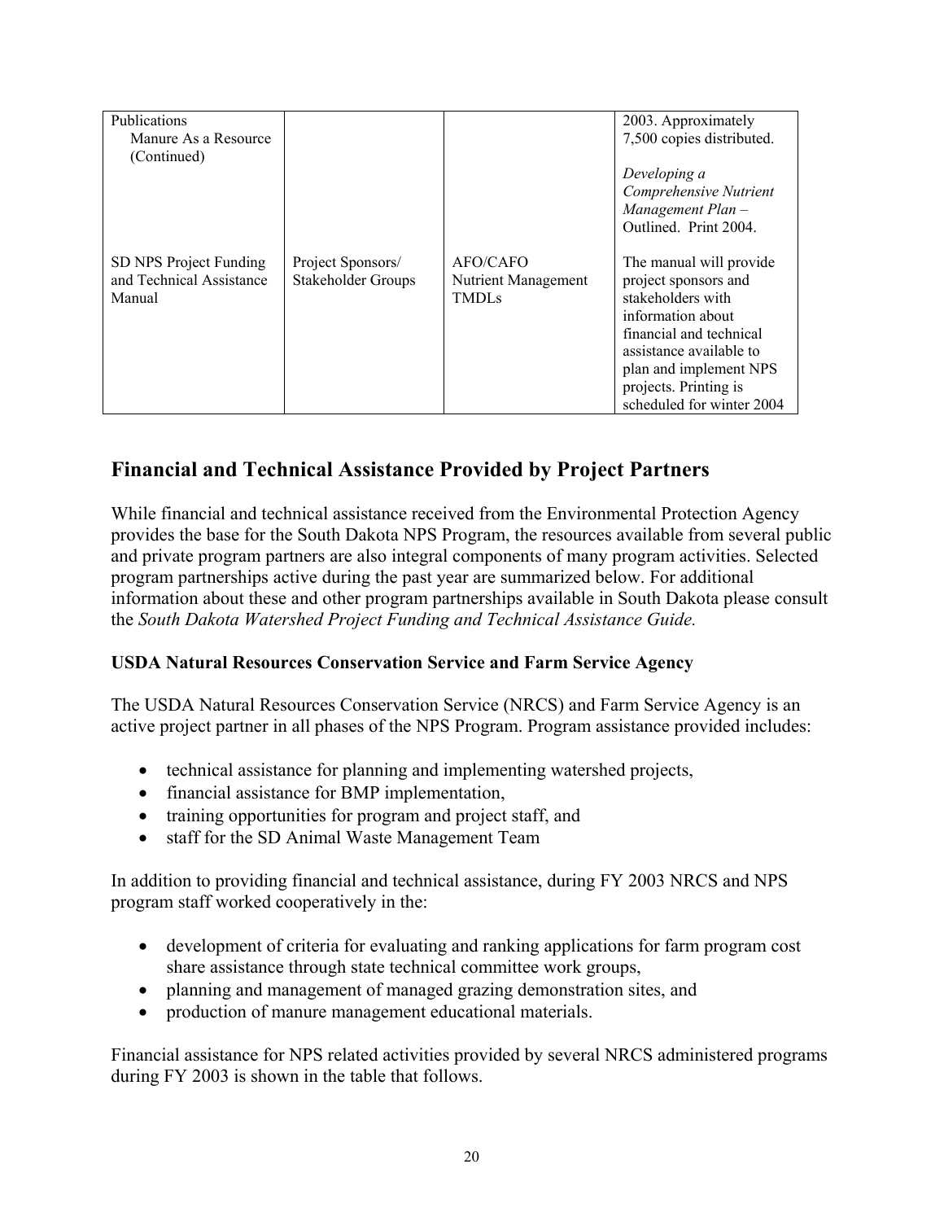| | | | |
|---|---|---|---|
| Publications<br>Manure As a Resource (Continued) | | | 2003. Approximately 7,500 copies distributed.<br><br>*Developing a Comprehensive Nutrient Management Plan* – Outlined. Print 2004. |
| SD NPS Project Funding and Technical Assistance Manual | Project Sponsors/ Stakeholder Groups | AFO/CAFO Nutrient Management TMDLs | The manual will provide project sponsors and stakeholders with information about financial and technical assistance available to plan and implement NPS projects. Printing is scheduled for winter 2004 |

## Financial and Technical Assistance Provided by Project Partners

While financial and technical assistance received from the Environmental Protection Agency provides the base for the South Dakota NPS Program, the resources available from several public and private program partners are also integral components of many program activities. Selected program partnerships active during the past year are summarized below. For additional information about these and other program partnerships available in South Dakota please consult the *South Dakota Watershed Project Funding and Technical Assistance Guide.*

### USDA Natural Resources Conservation Service and Farm Service Agency

The USDA Natural Resources Conservation Service (NRCS) and Farm Service Agency is an active project partner in all phases of the NPS Program. Program assistance provided includes:

- technical assistance for planning and implementing watershed projects,
- financial assistance for BMP implementation,
- training opportunities for program and project staff, and
- staff for the SD Animal Waste Management Team

In addition to providing financial and technical assistance, during FY 2003 NRCS and NPS program staff worked cooperatively in the:

- development of criteria for evaluating and ranking applications for farm program cost share assistance through state technical committee work groups,
- planning and management of managed grazing demonstration sites, and
- production of manure management educational materials.

Financial assistance for NPS related activities provided by several NRCS administered programs during FY 2003 is shown in the table that follows.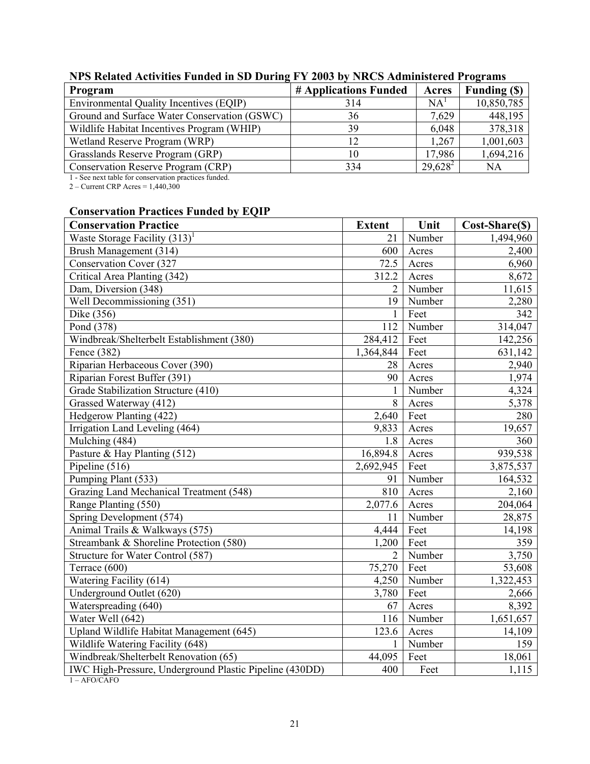**NPS Related Activities Funded in SD During FY 2003 by NRCS Administered Programs**

| Program | # Applications Funded | Acres | Funding ($) |
|---|---|---|---|
| Environmental Quality Incentives (EQIP) | 314 | NA[1] | 10,850,785 |
| Ground and Surface Water Conservation (GSWC) | 36 | 7,629 | 448,195 |
| Wildlife Habitat Incentives Program (WHIP) | 39 | 6,048 | 378,318 |
| Wetland Reserve Program (WRP) | 12 | 1,267 | 1,001,603 |
| Grasslands Reserve Program (GRP) | 10 | 17,986 | 1,694,216 |
| Conservation Reserve Program (CRP) | 334 | 29,628[2] | NA |

1 - See next table for conservation practices funded.
2 – Current CRP Acres = 1,440,300

**Conservation Practices Funded by EQIP**

| Conservation Practice | Extent | Unit | Cost-Share($) |
|---|---|---|---|
| Waste Storage Facility (313)[1] | 21 | Number | 1,494,960 |
| Brush Management (314) | 600 | Acres | 2,400 |
| Conservation Cover (327 | 72.5 | Acres | 6,960 |
| Critical Area Planting (342) | 312.2 | Acres | 8,672 |
| Dam, Diversion (348) | 2 | Number | 11,615 |
| Well Decommissioning (351) | 19 | Number | 2,280 |
| Dike (356) | 1 | Feet | 342 |
| Pond (378) | 112 | Number | 314,047 |
| Windbreak/Shelterbelt Establishment (380) | 284,412 | Feet | 142,256 |
| Fence (382) | 1,364,844 | Feet | 631,142 |
| Riparian Herbaceous Cover (390) | 28 | Acres | 2,940 |
| Riparian Forest Buffer (391) | 90 | Acres | 1,974 |
| Grade Stabilization Structure (410) | 1 | Number | 4,324 |
| Grassed Waterway (412) | 8 | Acres | 5,378 |
| Hedgerow Planting (422) | 2,640 | Feet | 280 |
| Irrigation Land Leveling (464) | 9,833 | Acres | 19,657 |
| Mulching (484) | 1.8 | Acres | 360 |
| Pasture & Hay Planting (512) | 16,894.8 | Acres | 939,538 |
| Pipeline (516) | 2,692,945 | Feet | 3,875,537 |
| Pumping Plant (533) | 91 | Number | 164,532 |
| Grazing Land Mechanical Treatment (548) | 810 | Acres | 2,160 |
| Range Planting (550) | 2,077.6 | Acres | 204,064 |
| Spring Development (574) | 11 | Number | 28,875 |
| Animal Trails & Walkways (575) | 4,444 | Feet | 14,198 |
| Streambank & Shoreline Protection (580) | 1,200 | Feet | 359 |
| Structure for Water Control (587) | 2 | Number | 3,750 |
| Terrace (600) | 75,270 | Feet | 53,608 |
| Watering Facility (614) | 4,250 | Number | 1,322,453 |
| Underground Outlet (620) | 3,780 | Feet | 2,666 |
| Waterspreading (640) | 67 | Acres | 8,392 |
| Water Well (642) | 116 | Number | 1,651,657 |
| Upland Wildlife Habitat Management (645) | 123.6 | Acres | 14,109 |
| Wildlife Watering Facility (648) | 1 | Number | 159 |
| Windbreak/Shelterbelt Renovation (65) | 44,095 | Feet | 18,061 |
| IWC High-Pressure, Underground Plastic Pipeline (430DD) | 400 | Feet | 1,115 |

1 – AFO/CAFO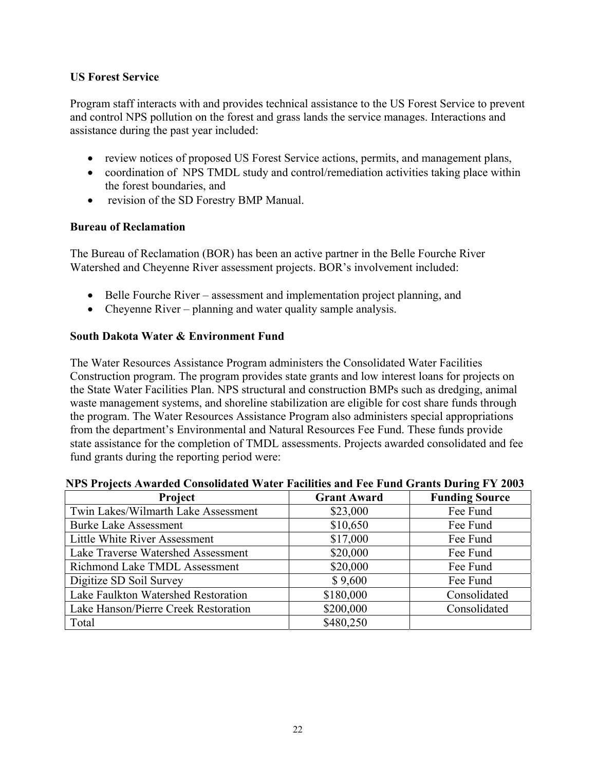### US Forest Service

Program staff interacts with and provides technical assistance to the US Forest Service to prevent and control NPS pollution on the forest and grass lands the service manages. Interactions and assistance during the past year included:

- review notices of proposed US Forest Service actions, permits, and management plans,
- coordination of NPS TMDL study and control/remediation activities taking place within the forest boundaries, and
- revision of the SD Forestry BMP Manual.

### Bureau of Reclamation

The Bureau of Reclamation (BOR) has been an active partner in the Belle Fourche River Watershed and Cheyenne River assessment projects. BOR's involvement included:

- Belle Fourche River – assessment and implementation project planning, and
- Cheyenne River – planning and water quality sample analysis.

### South Dakota Water & Environment Fund

The Water Resources Assistance Program administers the Consolidated Water Facilities Construction program. The program provides state grants and low interest loans for projects on the State Water Facilities Plan. NPS structural and construction BMPs such as dredging, animal waste management systems, and shoreline stabilization are eligible for cost share funds through the program. The Water Resources Assistance Program also administers special appropriations from the department's Environmental and Natural Resources Fee Fund. These funds provide state assistance for the completion of TMDL assessments. Projects awarded consolidated and fee fund grants during the reporting period were:

**NPS Projects Awarded Consolidated Water Facilities and Fee Fund Grants During FY 2003**

| Project | Grant Award | Funding Source |
|---|---|---|
| Twin Lakes/Wilmarth Lake Assessment | $23,000 | Fee Fund |
| Burke Lake Assessment | $10,650 | Fee Fund |
| Little White River Assessment | $17,000 | Fee Fund |
| Lake Traverse Watershed Assessment | $20,000 | Fee Fund |
| Richmond Lake TMDL Assessment | $20,000 | Fee Fund |
| Digitize SD Soil Survey | $ 9,600 | Fee Fund |
| Lake Faulkton Watershed Restoration | $180,000 | Consolidated |
| Lake Hanson/Pierre Creek Restoration | $200,000 | Consolidated |
| Total | $480,250 | |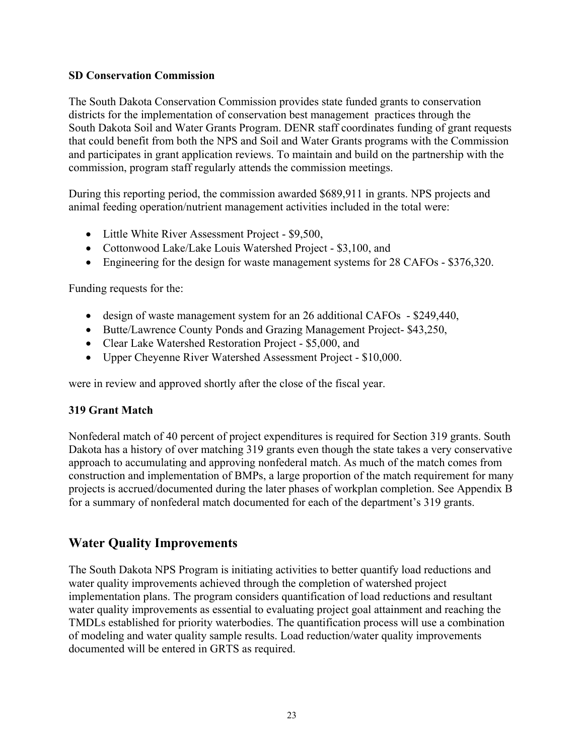**SD Conservation Commission**

The South Dakota Conservation Commission provides state funded grants to conservation districts for the implementation of conservation best management practices through the South Dakota Soil and Water Grants Program. DENR staff coordinates funding of grant requests that could benefit from both the NPS and Soil and Water Grants programs with the Commission and participates in grant application reviews. To maintain and build on the partnership with the commission, program staff regularly attends the commission meetings.

During this reporting period, the commission awarded $689,911 in grants. NPS projects and animal feeding operation/nutrient management activities included in the total were:

- Little White River Assessment Project - $9,500,
- Cottonwood Lake/Lake Louis Watershed Project - $3,100, and
- Engineering for the design for waste management systems for 28 CAFOs - $376,320.

Funding requests for the:

- design of waste management system for an 26 additional CAFOs - $249,440,
- Butte/Lawrence County Ponds and Grazing Management Project- $43,250,
- Clear Lake Watershed Restoration Project - $5,000, and
- Upper Cheyenne River Watershed Assessment Project - $10,000.

were in review and approved shortly after the close of the fiscal year.

**319 Grant Match**

Nonfederal match of 40 percent of project expenditures is required for Section 319 grants. South Dakota has a history of over matching 319 grants even though the state takes a very conservative approach to accumulating and approving nonfederal match. As much of the match comes from construction and implementation of BMPs, a large proportion of the match requirement for many projects is accrued/documented during the later phases of workplan completion. See Appendix B for a summary of nonfederal match documented for each of the department's 319 grants.

## Water Quality Improvements

The South Dakota NPS Program is initiating activities to better quantify load reductions and water quality improvements achieved through the completion of watershed project implementation plans. The program considers quantification of load reductions and resultant water quality improvements as essential to evaluating project goal attainment and reaching the TMDLs established for priority waterbodies. The quantification process will use a combination of modeling and water quality sample results. Load reduction/water quality improvements documented will be entered in GRTS as required.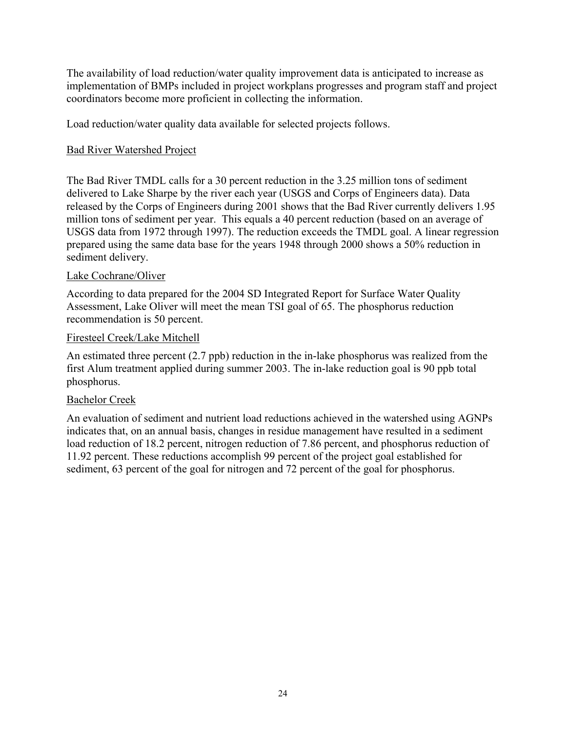The availability of load reduction/water quality improvement data is anticipated to increase as implementation of BMPs included in project workplans progresses and program staff and project coordinators become more proficient in collecting the information.

Load reduction/water quality data available for selected projects follows.

Bad River Watershed Project

The Bad River TMDL calls for a 30 percent reduction in the 3.25 million tons of sediment delivered to Lake Sharpe by the river each year (USGS and Corps of Engineers data). Data released by the Corps of Engineers during 2001 shows that the Bad River currently delivers 1.95 million tons of sediment per year. This equals a 40 percent reduction (based on an average of USGS data from 1972 through 1997). The reduction exceeds the TMDL goal. A linear regression prepared using the same data base for the years 1948 through 2000 shows a 50% reduction in sediment delivery.

Lake Cochrane/Oliver

According to data prepared for the 2004 SD Integrated Report for Surface Water Quality Assessment, Lake Oliver will meet the mean TSI goal of 65. The phosphorus reduction recommendation is 50 percent.

Firesteel Creek/Lake Mitchell

An estimated three percent (2.7 ppb) reduction in the in-lake phosphorus was realized from the first Alum treatment applied during summer 2003. The in-lake reduction goal is 90 ppb total phosphorus.

Bachelor Creek

An evaluation of sediment and nutrient load reductions achieved in the watershed using AGNPs indicates that, on an annual basis, changes in residue management have resulted in a sediment load reduction of 18.2 percent, nitrogen reduction of 7.86 percent, and phosphorus reduction of 11.92 percent. These reductions accomplish 99 percent of the project goal established for sediment, 63 percent of the goal for nitrogen and 72 percent of the goal for phosphorus.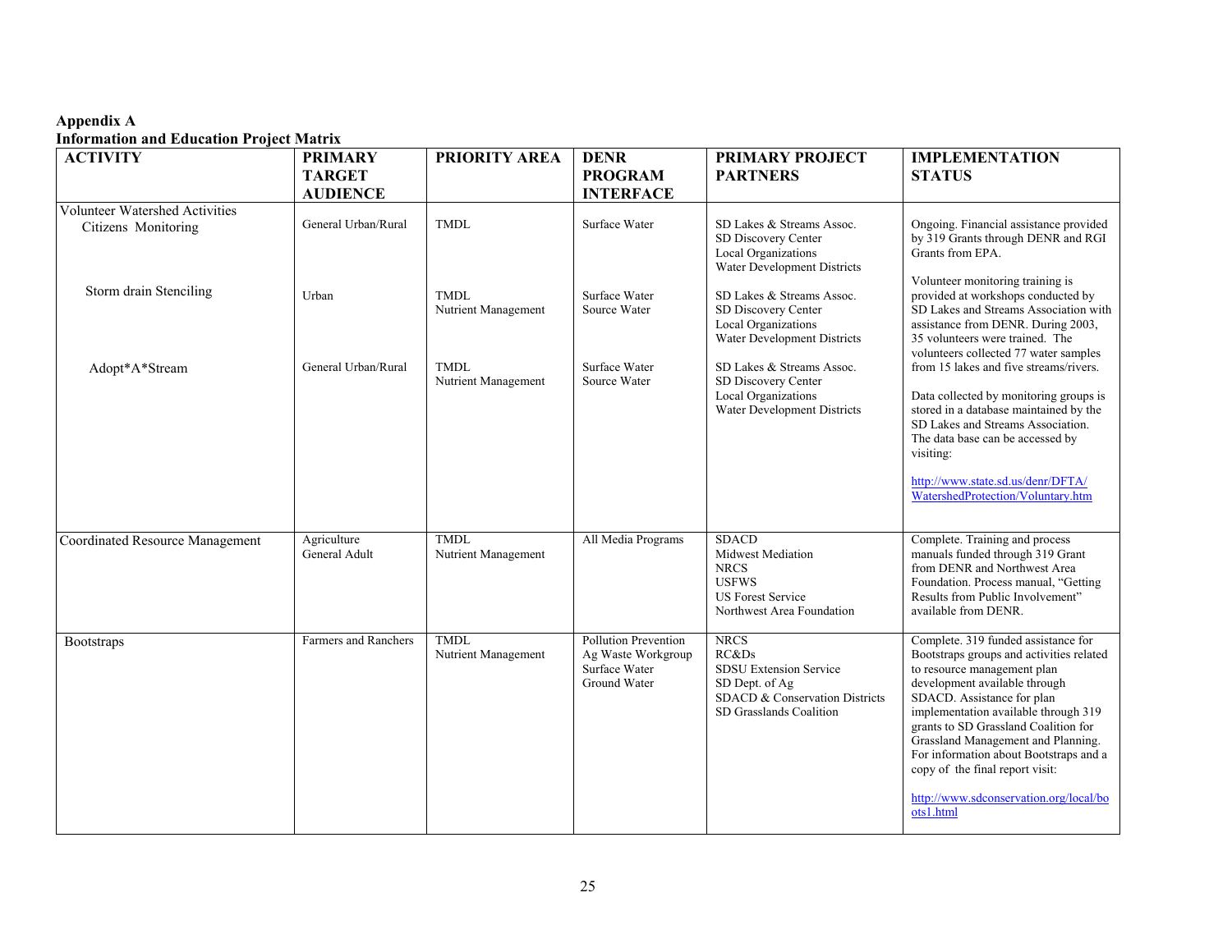**Appendix A**
**Information and Education Project Matrix**

| ACTIVITY | PRIMARY TARGET AUDIENCE | PRIORITY AREA | DENR PROGRAM INTERFACE | PRIMARY PROJECT PARTNERS | IMPLEMENTATION STATUS |
|---|---|---|---|---|---|
| Volunteer Watershed Activities<br>Citizens Monitoring | General Urban/Rural | TMDL | Surface Water | SD Lakes & Streams Assoc.<br>SD Discovery Center<br>Local Organizations<br>Water Development Districts | Ongoing. Financial assistance provided by 319 Grants through DENR and RGI Grants from EPA.<br><br>Volunteer monitoring training is provided at workshops conducted by SD Lakes and Streams Association with assistance from DENR. During 2003, 35 volunteers were trained. The volunteers collected 77 water samples from 15 lakes and five streams/rivers.<br><br>Data collected by monitoring groups is stored in a database maintained by the SD Lakes and Streams Association. The data base can be accessed by visiting:<br><br>http://www.state.sd.us/denr/DFTA/WatershedProtection/Voluntary.htm |
| Storm drain Stenciling | Urban | TMDL<br>Nutrient Management | Surface Water<br>Source Water | SD Lakes & Streams Assoc.<br>SD Discovery Center<br>Local Organizations<br>Water Development Districts | |
| Adopt*A*Stream | General Urban/Rural | TMDL<br>Nutrient Management | Surface Water<br>Source Water | SD Lakes & Streams Assoc.<br>SD Discovery Center<br>Local Organizations<br>Water Development Districts | |
| Coordinated Resource Management | Agriculture<br>General Adult | TMDL<br>Nutrient Management | All Media Programs | SDACD<br>Midwest Mediation<br>NRCS<br>USFWS<br>US Forest Service<br>Northwest Area Foundation | Complete. Training and process manuals funded through 319 Grant from DENR and Northwest Area Foundation. Process manual, "Getting Results from Public Involvement" available from DENR. |
| Bootstraps | Farmers and Ranchers | TMDL<br>Nutrient Management | Pollution Prevention<br>Ag Waste Workgroup<br>Surface Water<br>Ground Water | NRCS<br>RC&Ds<br>SDSU Extension Service<br>SD Dept. of Ag<br>SDACD & Conservation Districts<br>SD Grasslands Coalition | Complete. 319 funded assistance for Bootstraps groups and activities related to resource management plan development available through SDACD. Assistance for plan implementation available through 319 grants to SD Grassland Coalition for Grassland Management and Planning. For information about Bootstraps and a copy of the final report visit:<br><br>http://www.sdconservation.org/local/boots1.html |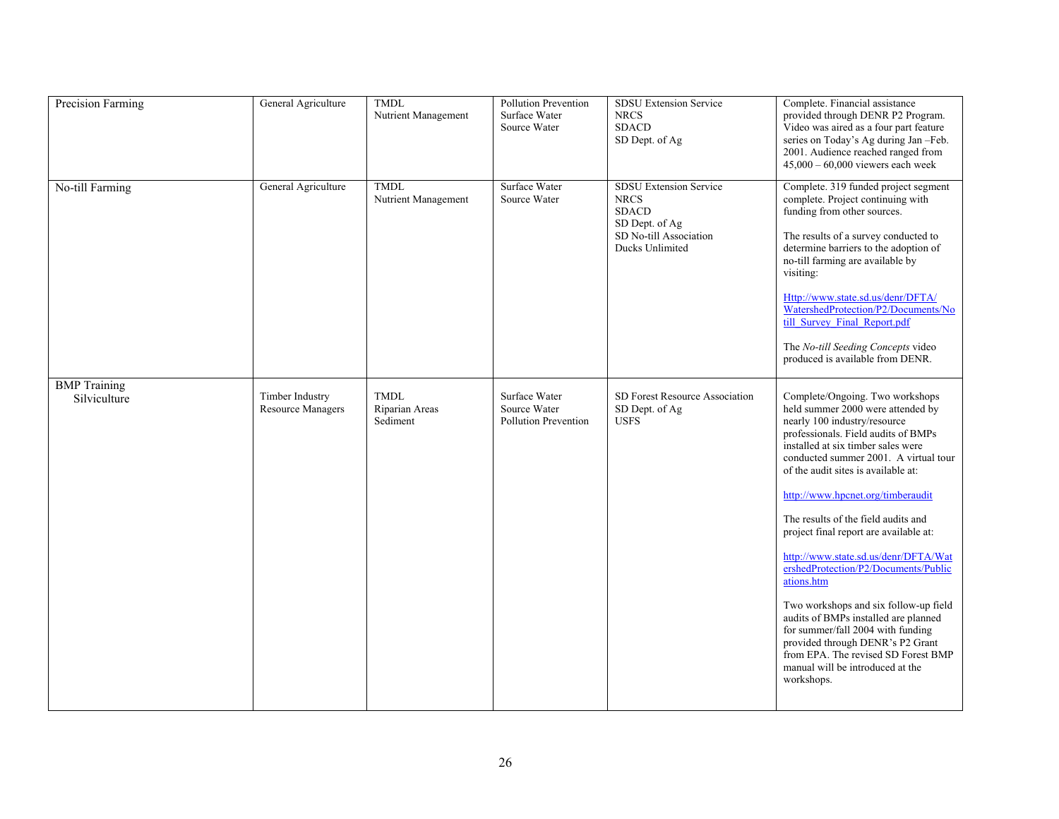| | | | | | |
|---|---|---|---|---|---|
| Precision Farming | General Agriculture | TMDL<br>Nutrient Management | Pollution Prevention<br>Surface Water<br>Source Water | SDSU Extension Service<br>NRCS<br>SDACD<br>SD Dept. of Ag | Complete. Financial assistance provided through DENR P2 Program. Video was aired as a four part feature series on Today's Ag during Jan –Feb. 2001. Audience reached ranged from 45,000 – 60,000 viewers each week |
| No-till Farming | General Agriculture | TMDL<br>Nutrient Management | Surface Water<br>Source Water | SDSU Extension Service<br>NRCS<br>SDACD<br>SD Dept. of Ag<br>SD No-till Association<br>Ducks Unlimited | Complete. 319 funded project segment complete. Project continuing with funding from other sources.<br><br>The results of a survey conducted to determine barriers to the adoption of no-till farming are available by visiting:<br><br>Http://www.state.sd.us/denr/DFTA/WatershedProtection/P2/Documents/Notill_Survey_Final_Report.pdf<br><br>The *No-till Seeding Concepts* video produced is available from DENR. |
| BMP Training<br>Silviculture | Timber Industry<br>Resource Managers | TMDL<br>Riparian Areas<br>Sediment | Surface Water<br>Source Water<br>Pollution Prevention | SD Forest Resource Association<br>SD Dept. of Ag<br>USFS | Complete/Ongoing. Two workshops held summer 2000 were attended by nearly 100 industry/resource professionals. Field audits of BMPs installed at six timber sales were conducted summer 2001. A virtual tour of the audit sites is available at:<br><br>http://www.hpcnet.org/timberaudit<br><br>The results of the field audits and project final report are available at:<br><br>http://www.state.sd.us/denr/DFTA/WatershedProtection/P2/Documents/Publications.htm<br><br>Two workshops and six follow-up field audits of BMPs installed are planned for summer/fall 2004 with funding provided through DENR's P2 Grant from EPA. The revised SD Forest BMP manual will be introduced at the workshops. |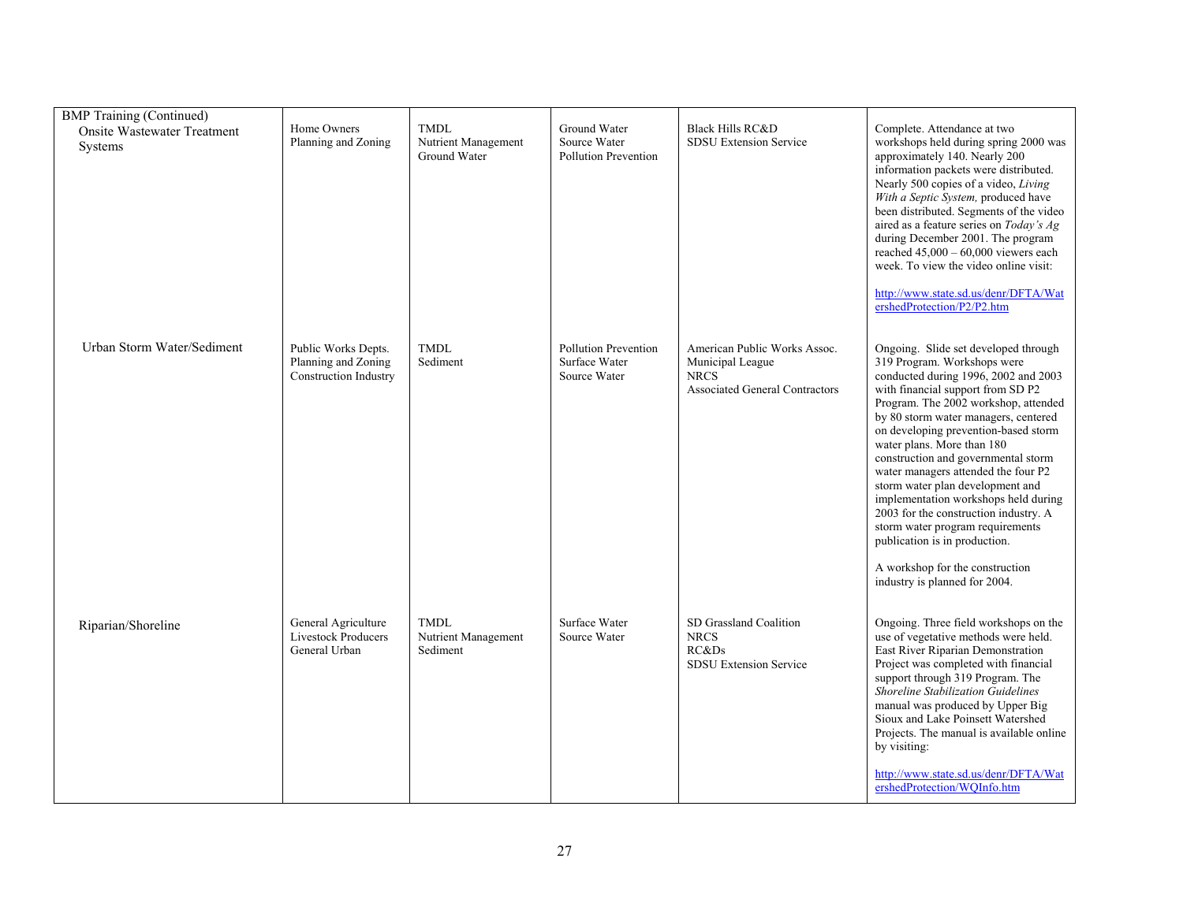| | | | | | |
|---|---|---|---|---|---|
| BMP Training (Continued)<br>Onsite Wastewater Treatment Systems | Home Owners<br>Planning and Zoning | TMDL<br>Nutrient Management<br>Ground Water | Ground Water<br>Source Water<br>Pollution Prevention | Black Hills RC&D<br>SDSU Extension Service | Complete. Attendance at two workshops held during spring 2000 was approximately 140. Nearly 200 information packets were distributed. Nearly 500 copies of a video, *Living With a Septic System,* produced have been distributed. Segments of the video aired as a feature series on *Today's Ag* during December 2001. The program reached 45,000 – 60,000 viewers each week. To view the video online visit:<br><br>http://www.state.sd.us/denr/DFTA/WatershedProtection/P2/P2.htm |
| Urban Storm Water/Sediment | Public Works Depts.<br>Planning and Zoning<br>Construction Industry | TMDL<br>Sediment | Pollution Prevention<br>Surface Water<br>Source Water | American Public Works Assoc.<br>Municipal League<br>NRCS<br>Associated General Contractors | Ongoing. Slide set developed through 319 Program. Workshops were conducted during 1996, 2002 and 2003 with financial support from SD P2 Program. The 2002 workshop, attended by 80 storm water managers, centered on developing prevention-based storm water plans. More than 180 construction and governmental storm water managers attended the four P2 storm water plan development and implementation workshops held during 2003 for the construction industry. A storm water program requirements publication is in production.<br><br>A workshop for the construction industry is planned for 2004. |
| Riparian/Shoreline | General Agriculture<br>Livestock Producers<br>General Urban | TMDL<br>Nutrient Management<br>Sediment | Surface Water<br>Source Water | SD Grassland Coalition<br>NRCS<br>RC&Ds<br>SDSU Extension Service | Ongoing. Three field workshops on the use of vegetative methods were held. East River Riparian Demonstration Project was completed with financial support through 319 Program. The *Shoreline Stabilization Guidelines* manual was produced by Upper Big Sioux and Lake Poinsett Watershed Projects. The manual is available online by visiting:<br><br>http://www.state.sd.us/denr/DFTA/WatershedProtection/WQInfo.htm |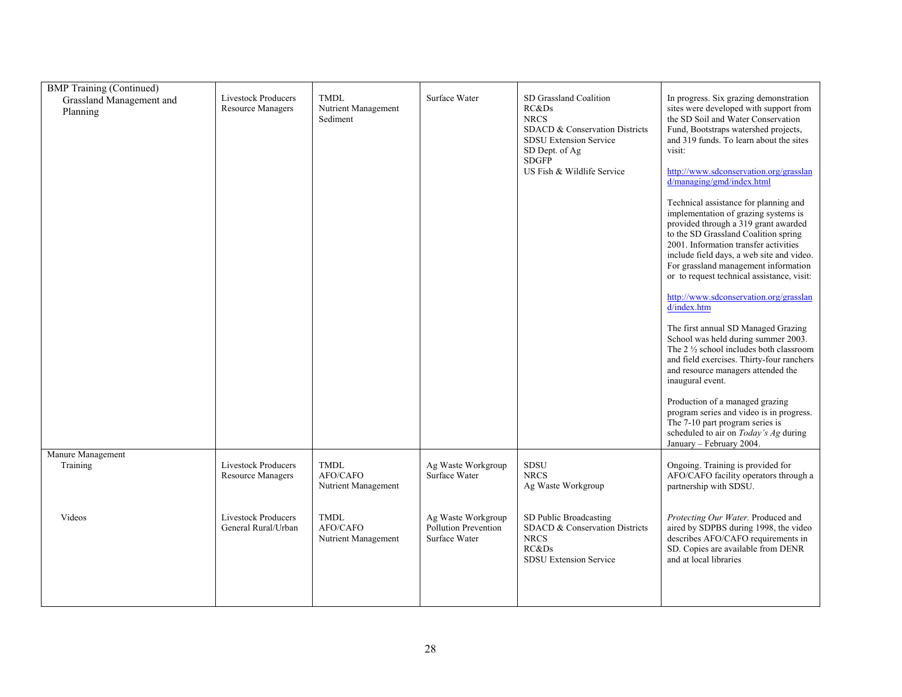| | | | | | |
|---|---|---|---|---|---|
| BMP Training (Continued)<br>Grassland Management and Planning | Livestock Producers<br>Resource Managers | TMDL<br>Nutrient Management<br>Sediment | Surface Water | SD Grassland Coalition<br>RC&Ds<br>NRCS<br>SDACD & Conservation Districts<br>SDSU Extension Service<br>SD Dept. of Ag<br>SDGFP<br>US Fish & Wildlife Service | In progress. Six grazing demonstration sites were developed with support from the SD Soil and Water Conservation Fund, Bootstraps watershed projects, and 319 funds. To learn about the sites visit:<br><br>http://www.sdconservation.org/grassland/managing/gmd/index.html<br><br>Technical assistance for planning and implementation of grazing systems is provided through a 319 grant awarded to the SD Grassland Coalition spring 2001. Information transfer activities include field days, a web site and video. For grassland management information or to request technical assistance, visit:<br><br>http://www.sdconservation.org/grassland/index.htm<br><br>The first annual SD Managed Grazing School was held during summer 2003. The 2 ½ school includes both classroom and field exercises. Thirty-four ranchers and resource managers attended the inaugural event.<br><br>Production of a managed grazing program series and video is in progress. The 7-10 part program series is scheduled to air on *Today's Ag* during January – February 2004. |
| Manure Management<br>Training | Livestock Producers<br>Resource Managers | TMDL<br>AFO/CAFO<br>Nutrient Management | Ag Waste Workgroup<br>Surface Water | SDSU<br>NRCS<br>Ag Waste Workgroup | Ongoing. Training is provided for AFO/CAFO facility operators through a partnership with SDSU. |
| Videos | Livestock Producers<br>General Rural/Urban | TMDL<br>AFO/CAFO<br>Nutrient Management | Ag Waste Workgroup<br>Pollution Prevention<br>Surface Water | SD Public Broadcasting<br>SDACD & Conservation Districts<br>NRCS<br>RC&Ds<br>SDSU Extension Service | *Protecting Our Water.* Produced and aired by SDPBS during 1998, the video describes AFO/CAFO requirements in SD. Copies are available from DENR and at local libraries |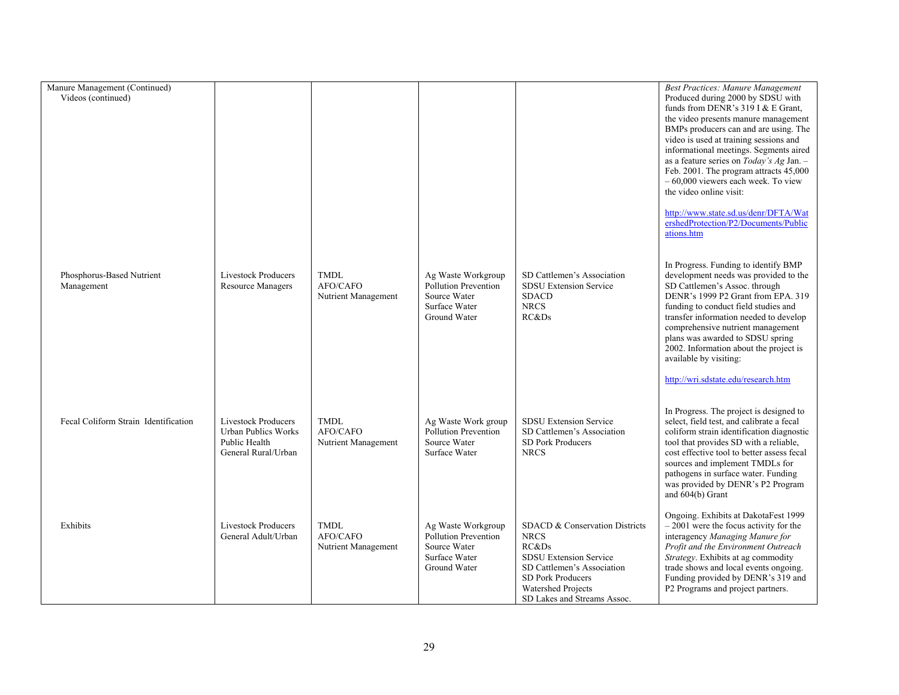| | | | | | |
|---|---|---|---|---|---|
| Manure Management (Continued)<br>Videos (continued) | | | | | *Best Practices: Manure Management* Produced during 2000 by SDSU with funds from DENR's 319 I & E Grant, the video presents manure management BMPs producers can and are using. The video is used at training sessions and informational meetings. Segments aired as a feature series on *Today's Ag* Jan. – Feb. 2001. The program attracts 45,000 – 60,000 viewers each week. To view the video online visit:<br><br>http://www.state.sd.us/denr/DFTA/WatershedProtection/P2/Documents/Publications.htm |
| Phosphorus-Based Nutrient Management | Livestock Producers<br>Resource Managers | TMDL<br>AFO/CAFO<br>Nutrient Management | Ag Waste Workgroup<br>Pollution Prevention<br>Source Water<br>Surface Water<br>Ground Water | SD Cattlemen's Association<br>SDSU Extension Service<br>SDACD<br>NRCS<br>RC&Ds | In Progress. Funding to identify BMP development needs was provided to the SD Cattlemen's Assoc. through DENR's 1999 P2 Grant from EPA. 319 funding to conduct field studies and transfer information needed to develop comprehensive nutrient management plans was awarded to SDSU spring 2002. Information about the project is available by visiting:<br><br>http://wri.sdstate.edu/research.htm |
| Fecal Coliform Strain Identification | Livestock Producers<br>Urban Publics Works<br>Public Health<br>General Rural/Urban | TMDL<br>AFO/CAFO<br>Nutrient Management | Ag Waste Work group<br>Pollution Prevention<br>Source Water<br>Surface Water | SDSU Extension Service<br>SD Cattlemen's Association<br>SD Pork Producers<br>NRCS | In Progress. The project is designed to select, field test, and calibrate a fecal coliform strain identification diagnostic tool that provides SD with a reliable, cost effective tool to better assess fecal sources and implement TMDLs for pathogens in surface water. Funding was provided by DENR's P2 Program and 604(b) Grant |
| Exhibits | Livestock Producers<br>General Adult/Urban | TMDL<br>AFO/CAFO<br>Nutrient Management | Ag Waste Workgroup<br>Pollution Prevention<br>Source Water<br>Surface Water<br>Ground Water | SDACD & Conservation Districts<br>NRCS<br>RC&Ds<br>SDSU Extension Service<br>SD Cattlemen's Association<br>SD Pork Producers<br>Watershed Projects<br>SD Lakes and Streams Assoc. | Ongoing. Exhibits at DakotaFest 1999 – 2001 were the focus activity for the interagency *Managing Manure for Profit and the Environment Outreach Strategy*. Exhibits at ag commodity trade shows and local events ongoing. Funding provided by DENR's 319 and P2 Programs and project partners. |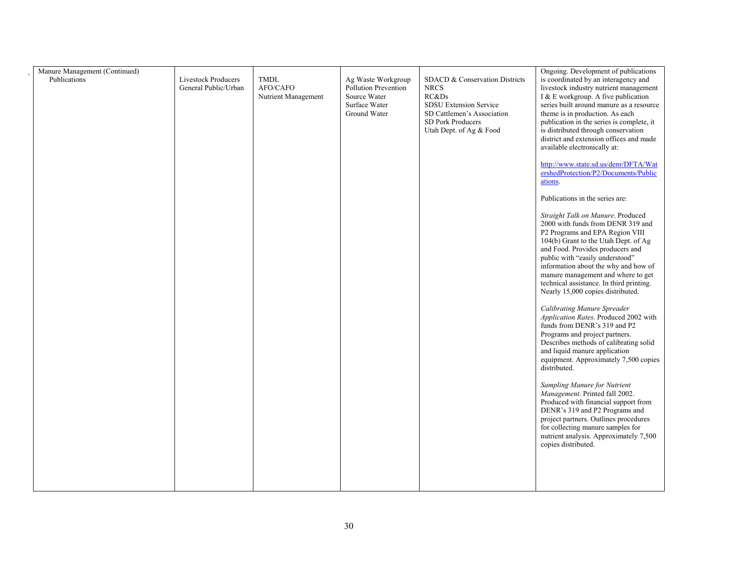| Manure Management (Continued) Publications | Livestock Producers<br>General Public/Urban | TMDL<br>AFO/CAFO<br>Nutrient Management | Ag Waste Workgroup<br>Pollution Prevention<br>Source Water<br>Surface Water<br>Ground Water | SDACD & Conservation Districts<br>NRCS<br>RC&Ds<br>SDSU Extension Service<br>SD Cattlemen's Association<br>SD Pork Producers<br>Utah Dept. of Ag & Food | Ongoing. Development of publications is coordinated by an interagency and livestock industry nutrient management I & E workgroup. A five publication series built around manure as a resource theme is in production. As each publication in the series is complete, it is distributed through conservation district and extension offices and made available electronically at:<br><br>http://www.state.sd.us/denr/DFTA/WatershedProtection/P2/Documents/Publications.<br><br>Publications in the series are:<br><br>*Straight Talk on Manure*. Produced 2000 with funds from DENR 319 and P2 Programs and EPA Region VIII 104(b) Grant to the Utah Dept. of Ag and Food. Provides producers and public with "easily understood" information about the why and how of manure management and where to get technical assistance. In third printing. Nearly 15,000 copies distributed.<br><br>*Calibrating Manure Spreader Application Rates.* Produced 2002 with funds from DENR's 319 and P2 Programs and project partners. Describes methods of calibrating solid and liquid manure application equipment. Approximately 7,500 copies distributed.<br><br>*Sampling Manure for Nutrient Management*. Printed fall 2002. Produced with financial support from DENR's 319 and P2 Programs and project partners. Outlines procedures for collecting manure samples for nutrient analysis. Approximately 7,500 copies distributed. |
|---|---|---|---|---|---|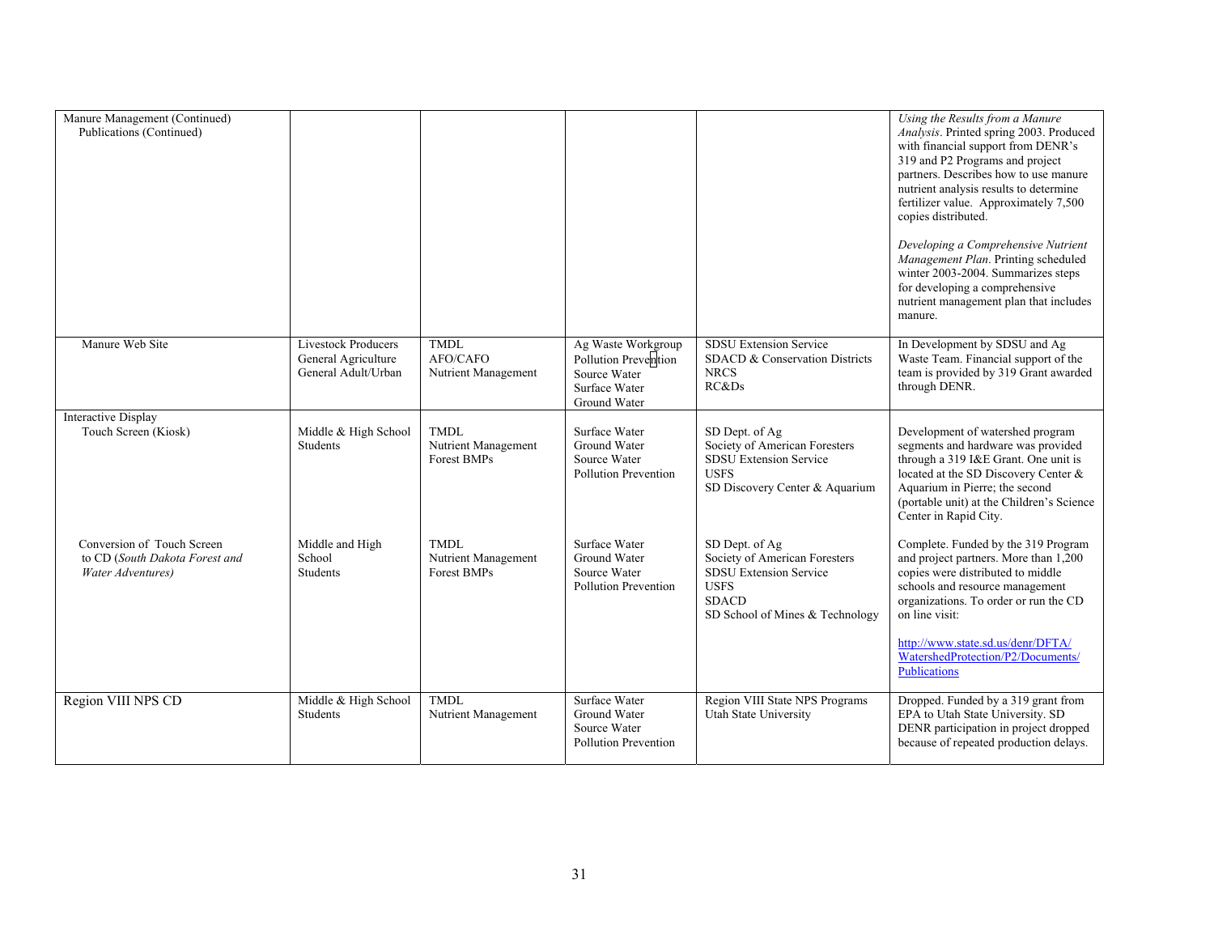| | | | | | |
|---|---|---|---|---|---|
| Manure Management (Continued)<br>Publications (Continued) | | | | | *Using the Results from a Manure Analysis*. Printed spring 2003. Produced with financial support from DENR's 319 and P2 Programs and project partners. Describes how to use manure nutrient analysis results to determine fertilizer value. Approximately 7,500 copies distributed.<br><br>*Developing a Comprehensive Nutrient Management Plan*. Printing scheduled winter 2003-2004. Summarizes steps for developing a comprehensive nutrient management plan that includes manure. |
| Manure Web Site | Livestock Producers<br>General Agriculture<br>General Adult/Urban | TMDL<br>AFO/CAFO<br>Nutrient Management | Ag Waste Workgroup<br>Pollution Prevention<br>Source Water<br>Surface Water<br>Ground Water | SDSU Extension Service<br>SDACD & Conservation Districts<br>NRCS<br>RC&Ds | In Development by SDSU and Ag Waste Team. Financial support of the team is provided by 319 Grant awarded through DENR. |
| Interactive Display<br>Touch Screen (Kiosk) | Middle & High School Students | TMDL<br>Nutrient Management<br>Forest BMPs | Surface Water<br>Ground Water<br>Source Water<br>Pollution Prevention | SD Dept. of Ag<br>Society of American Foresters<br>SDSU Extension Service<br>USFS<br>SD Discovery Center & Aquarium | Development of watershed program segments and hardware was provided through a 319 I&E Grant. One unit is located at the SD Discovery Center & Aquarium in Pierre; the second (portable unit) at the Children's Science Center in Rapid City. |
| Conversion of Touch Screen to CD (*South Dakota Forest and Water Adventures)* | Middle and High School Students | TMDL<br>Nutrient Management<br>Forest BMPs | Surface Water<br>Ground Water<br>Source Water<br>Pollution Prevention | SD Dept. of Ag<br>Society of American Foresters<br>SDSU Extension Service<br>USFS<br>SDACD<br>SD School of Mines & Technology | Complete. Funded by the 319 Program and project partners. More than 1,200 copies were distributed to middle schools and resource management organizations. To order or run the CD on line visit:<br><br>http://www.state.sd.us/denr/DFTA/WatershedProtection/P2/Documents/Publications |
| Region VIII NPS CD | Middle & High School Students | TMDL<br>Nutrient Management | Surface Water<br>Ground Water<br>Source Water<br>Pollution Prevention | Region VIII State NPS Programs<br>Utah State University | Dropped. Funded by a 319 grant from EPA to Utah State University. SD DENR participation in project dropped because of repeated production delays. |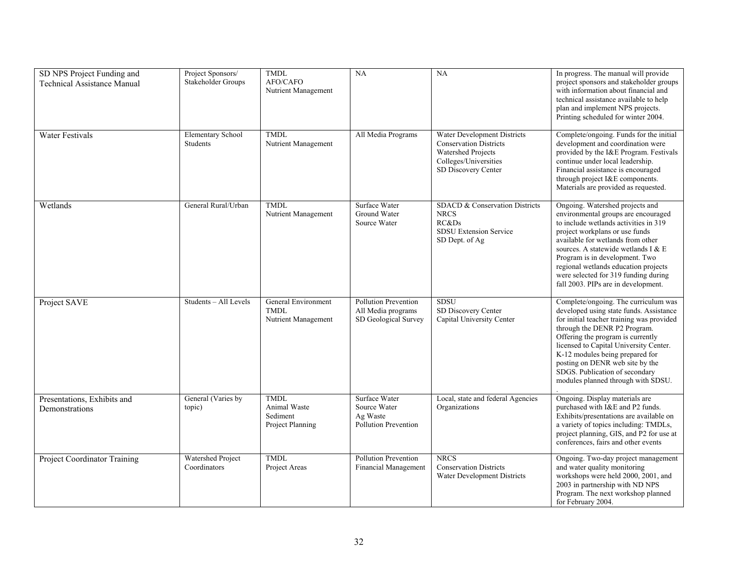| SD NPS Project Funding and Technical Assistance Manual | Project Sponsors/ Stakeholder Groups | TMDL<br>AFO/CAFO<br>Nutrient Management | NA | NA | In progress. The manual will provide project sponsors and stakeholder groups with information about financial and technical assistance available to help plan and implement NPS projects. Printing scheduled for winter 2004. |
|---|---|---|---|---|---|
| Water Festivals | Elementary School Students | TMDL<br>Nutrient Management | All Media Programs | Water Development Districts<br>Conservation Districts<br>Watershed Projects<br>Colleges/Universities<br>SD Discovery Center | Complete/ongoing. Funds for the initial development and coordination were provided by the I&E Program. Festivals continue under local leadership. Financial assistance is encouraged through project I&E components. Materials are provided as requested. |
| Wetlands | General Rural/Urban | TMDL<br>Nutrient Management | Surface Water<br>Ground Water<br>Source Water | SDACD & Conservation Districts<br>NRCS<br>RC&Ds<br>SDSU Extension Service<br>SD Dept. of Ag | Ongoing. Watershed projects and environmental groups are encouraged to include wetlands activities in 319 project workplans or use funds available for wetlands from other sources. A statewide wetlands I & E Program is in development. Two regional wetlands education projects were selected for 319 funding during fall 2003. PIPs are in development. |
| Project SAVE | Students – All Levels | General Environment<br>TMDL<br>Nutrient Management | Pollution Prevention<br>All Media programs<br>SD Geological Survey | SDSU<br>SD Discovery Center<br>Capital University Center | Complete/ongoing. The curriculum was developed using state funds. Assistance for initial teacher training was provided through the DENR P2 Program. Offering the program is currently licensed to Capital University Center. K-12 modules being prepared for posting on DENR web site by the SDGS. Publication of secondary modules planned through with SDSU. |
| Presentations, Exhibits and Demonstrations | General (Varies by topic) | TMDL<br>Animal Waste<br>Sediment<br>Project Planning | Surface Water<br>Source Water<br>Ag Waste<br>Pollution Prevention | Local, state and federal Agencies<br>Organizations | Ongoing. Display materials are purchased with I&E and P2 funds. Exhibits/presentations are available on a variety of topics including: TMDLs, project planning, GIS, and P2 for use at conferences, fairs and other events |
| Project Coordinator Training | Watershed Project Coordinators | TMDL<br>Project Areas | Pollution Prevention<br>Financial Management | NRCS<br>Conservation Districts<br>Water Development Districts | Ongoing. Two-day project management and water quality monitoring workshops were held 2000, 2001, and 2003 in partnership with ND NPS Program. The next workshop planned for February 2004. |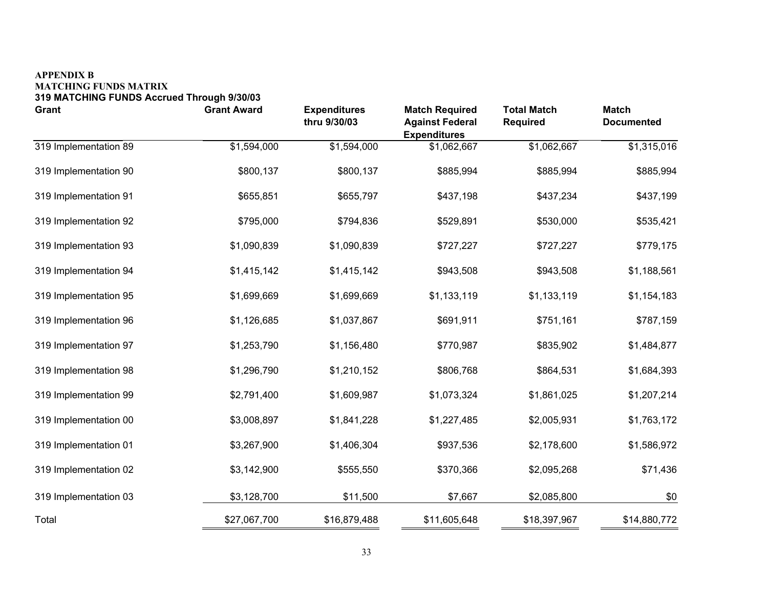**APPENDIX B**
**MATCHING FUNDS MATRIX**
**319 MATCHING FUNDS Accrued Through 9/30/03**

| Grant | Grant Award | Expenditures thru 9/30/03 | Match Required Against Federal Expenditures | Total Match Required | Match Documented |
|---|---|---|---|---|---|
| 319 Implementation 89 | $1,594,000 | $1,594,000 | $1,062,667 | $1,062,667 | $1,315,016 |
| 319 Implementation 90 | $800,137 | $800,137 | $885,994 | $885,994 | $885,994 |
| 319 Implementation 91 | $655,851 | $655,797 | $437,198 | $437,234 | $437,199 |
| 319 Implementation 92 | $795,000 | $794,836 | $529,891 | $530,000 | $535,421 |
| 319 Implementation 93 | $1,090,839 | $1,090,839 | $727,227 | $727,227 | $779,175 |
| 319 Implementation 94 | $1,415,142 | $1,415,142 | $943,508 | $943,508 | $1,188,561 |
| 319 Implementation 95 | $1,699,669 | $1,699,669 | $1,133,119 | $1,133,119 | $1,154,183 |
| 319 Implementation 96 | $1,126,685 | $1,037,867 | $691,911 | $751,161 | $787,159 |
| 319 Implementation 97 | $1,253,790 | $1,156,480 | $770,987 | $835,902 | $1,484,877 |
| 319 Implementation 98 | $1,296,790 | $1,210,152 | $806,768 | $864,531 | $1,684,393 |
| 319 Implementation 99 | $2,791,400 | $1,609,987 | $1,073,324 | $1,861,025 | $1,207,214 |
| 319 Implementation 00 | $3,008,897 | $1,841,228 | $1,227,485 | $2,005,931 | $1,763,172 |
| 319 Implementation 01 | $3,267,900 | $1,406,304 | $937,536 | $2,178,600 | $1,586,972 |
| 319 Implementation 02 | $3,142,900 | $555,550 | $370,366 | $2,095,268 | $71,436 |
| 319 Implementation 03 | $3,128,700 | $11,500 | $7,667 | $2,085,800 | $0 |
| Total | $27,067,700 | $16,879,488 | $11,605,648 | $18,397,967 | $14,880,772 |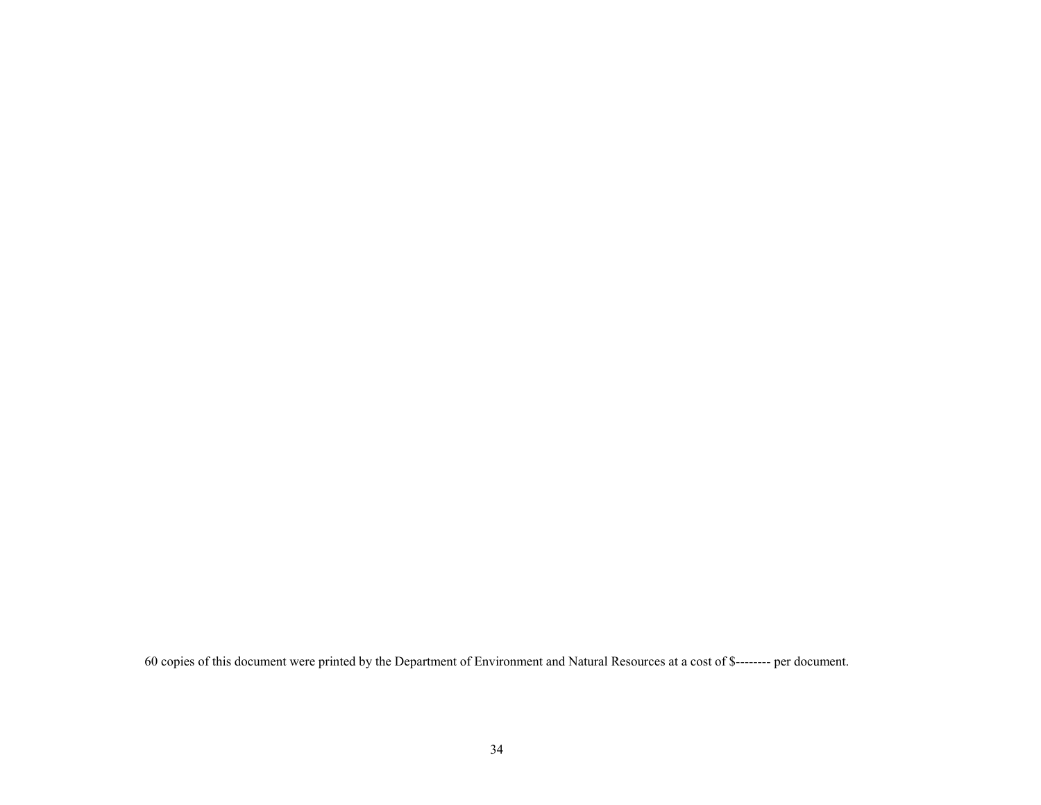60 copies of this document were printed by the Department of Environment and Natural Resources at a cost of $-------- per document.